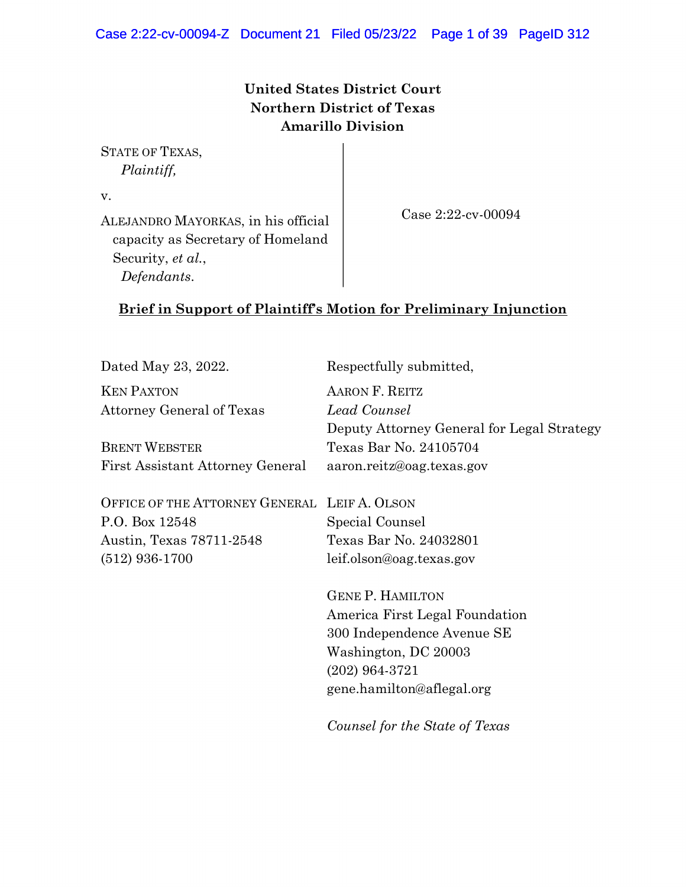**United States District Court**
**Northern District of Texas**
**Amarillo Division**

STATE OF TEXAS,
*Plaintiff,*

v.

ALEJANDRO MAYORKAS, in his official capacity as Secretary of Homeland Security, *et al.*,
*Defendants.*

Case 2:22-cv-00094

**Brief in Support of Plaintiff's Motion for Preliminary Injunction**

Dated May 23, 2022.

Respectfully submitted,

KEN PAXTON
Attorney General of Texas

BRENT WEBSTER
First Assistant Attorney General

OFFICE OF THE ATTORNEY GENERAL
P.O. Box 12548
Austin, Texas 78711-2548
(512) 936-1700

AARON F. REITZ
*Lead Counsel*
Deputy Attorney General for Legal Strategy
Texas Bar No. 24105704
aaron.reitz@oag.texas.gov

LEIF A. OLSON
Special Counsel
Texas Bar No. 24032801
leif.olson@oag.texas.gov

GENE P. HAMILTON
America First Legal Foundation
300 Independence Avenue SE
Washington, DC 20003
(202) 964-3721
gene.hamilton@aflegal.org

*Counsel for the State of Texas*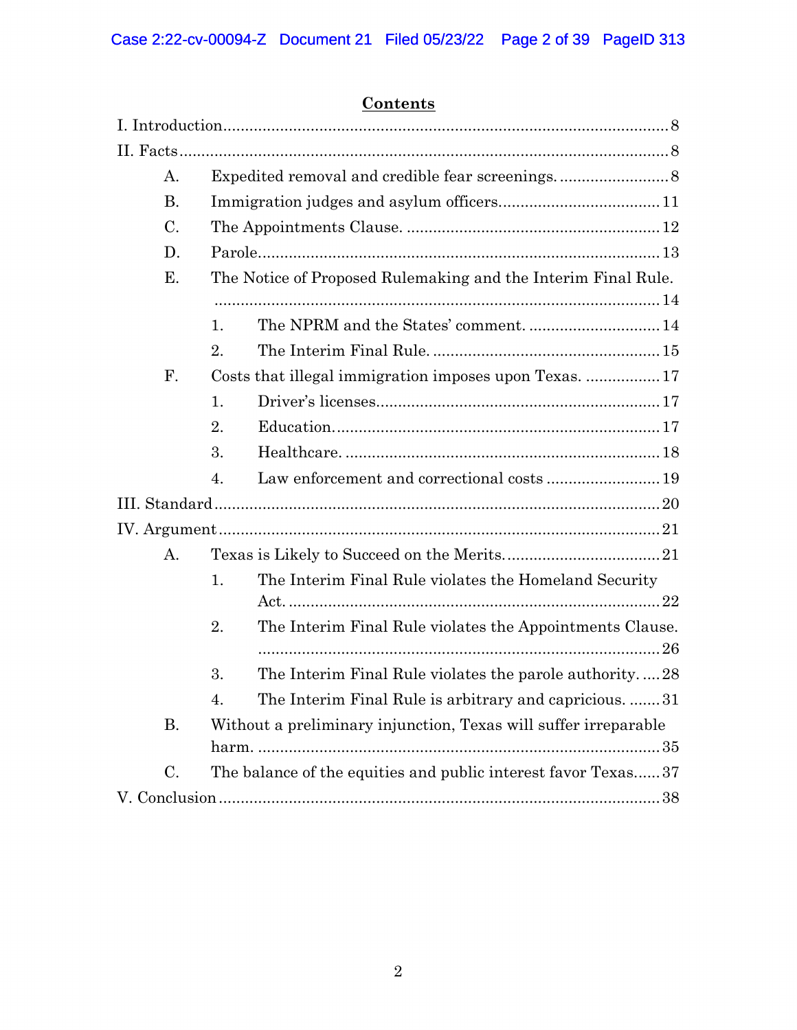## Contents

I. Introduction .......... 8

II. Facts .......... 8

- A. Expedited removal and credible fear screenings. .......... 8
- B. Immigration judges and asylum officers. .......... 11
- C. The Appointments Clause. .......... 12
- D. Parole. .......... 13
- E. The Notice of Proposed Rulemaking and the Interim Final Rule. .......... 14
  - 1. The NPRM and the States' comment. .......... 14
  - 2. The Interim Final Rule. .......... 15
- F. Costs that illegal immigration imposes upon Texas. .......... 17
  - 1. Driver's licenses. .......... 17
  - 2. Education. .......... 17
  - 3. Healthcare. .......... 18
  - 4. Law enforcement and correctional costs .......... 19

III. Standard .......... 20

IV. Argument .......... 21

- A. Texas is Likely to Succeed on the Merits. .......... 21
  - 1. The Interim Final Rule violates the Homeland Security Act. .......... 22
  - 2. The Interim Final Rule violates the Appointments Clause. .......... 26
  - 3. The Interim Final Rule violates the parole authority. .......... 28
  - 4. The Interim Final Rule is arbitrary and capricious. .......... 31
- B. Without a preliminary injunction, Texas will suffer irreparable harm. .......... 35
- C. The balance of the equities and public interest favor Texas .......... 37

V. Conclusion .......... 38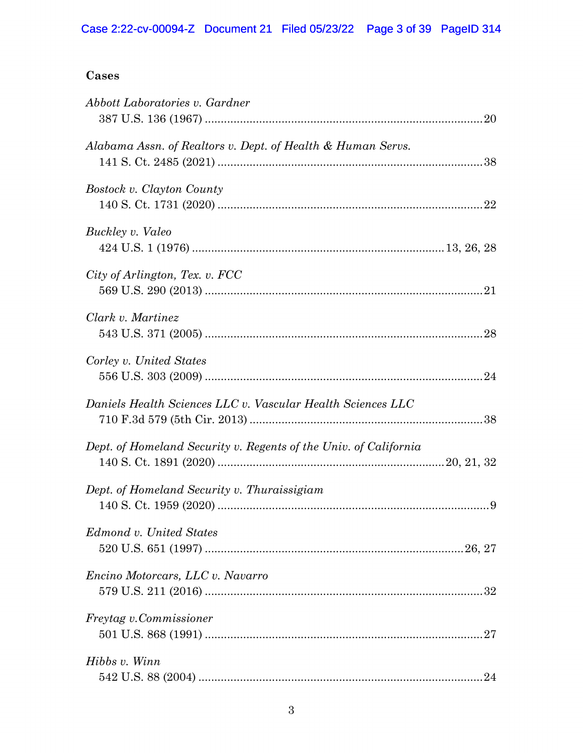## Cases

*Abbott Laboratories v. Gardner*
387 U.S. 136 (1967) ........................................................................................ 20

*Alabama Assn. of Realtors v. Dept. of Health & Human Servs.*
141 S. Ct. 2485 (2021) ...................................................................................... 38

*Bostock v. Clayton County*
140 S. Ct. 1731 (2020) ...................................................................................... 22

*Buckley v. Valeo*
424 U.S. 1 (1976) ............................................................................... 13, 26, 28

*City of Arlington, Tex. v. FCC*
569 U.S. 290 (2013) ........................................................................................ 21

*Clark v. Martinez*
543 U.S. 371 (2005) ........................................................................................ 28

*Corley v. United States*
556 U.S. 303 (2009) ........................................................................................ 24

*Daniels Health Sciences LLC v. Vascular Health Sciences LLC*
710 F.3d 579 (5th Cir. 2013) ........................................................................... 38

*Dept. of Homeland Security v. Regents of the Univ. of California*
140 S. Ct. 1891 (2020) ........................................................................ 20, 21, 32

*Dept. of Homeland Security v. Thuraissigiam*
140 S. Ct. 1959 (2020) ...................................................................................... 9

*Edmond v. United States*
520 U.S. 651 (1997) .................................................................................. 26, 27

*Encino Motorcars, LLC v. Navarro*
579 U.S. 211 (2016) ........................................................................................ 32

*Freytag v.Commissioner*
501 U.S. 868 (1991) ........................................................................................ 27

*Hibbs v. Winn*
542 U.S. 88 (2004) .......................................................................................... 24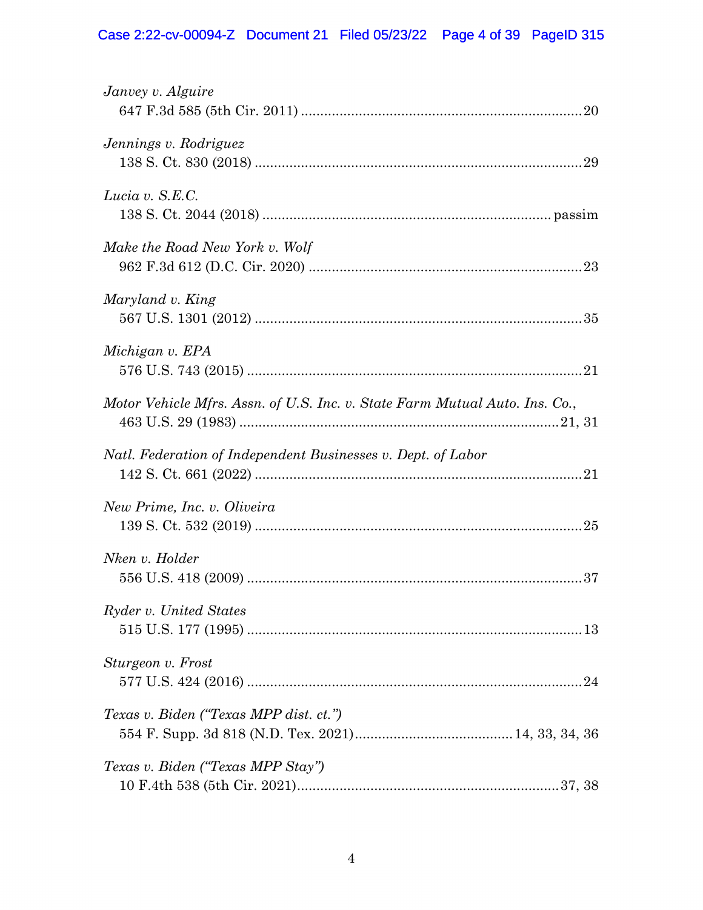*Janvey v. Alguire*
647 F.3d 585 (5th Cir. 2011) ........................................................................20

*Jennings v. Rodriguez*
138 S. Ct. 830 (2018) ....................................................................................29

*Lucia v. S.E.C.*
138 S. Ct. 2044 (2018) ........................................................................ passim

*Make the Road New York v. Wolf*
962 F.3d 612 (D.C. Cir. 2020) ......................................................................23

*Maryland v. King*
567 U.S. 1301 (2012) ....................................................................................35

*Michigan v. EPA*
576 U.S. 743 (2015) ......................................................................................21

*Motor Vehicle Mfrs. Assn. of U.S. Inc. v. State Farm Mutual Auto. Ins. Co.*,
463 U.S. 29 (1983) ..................................................................................21, 31

*Natl. Federation of Independent Businesses v. Dept. of Labor*
142 S. Ct. 661 (2022) ....................................................................................21

*New Prime, Inc. v. Oliveira*
139 S. Ct. 532 (2019) ....................................................................................25

*Nken v. Holder*
556 U.S. 418 (2009) ......................................................................................37

*Ryder v. United States*
515 U.S. 177 (1995) ......................................................................................13

*Sturgeon v. Frost*
577 U.S. 424 (2016) ......................................................................................24

*Texas v. Biden ("Texas MPP dist. ct.")*
554 F. Supp. 3d 818 (N.D. Tex. 2021)........................................14, 33, 34, 36

*Texas v. Biden ("Texas MPP Stay")*
10 F.4th 538 (5th Cir. 2021)...................................................................37, 38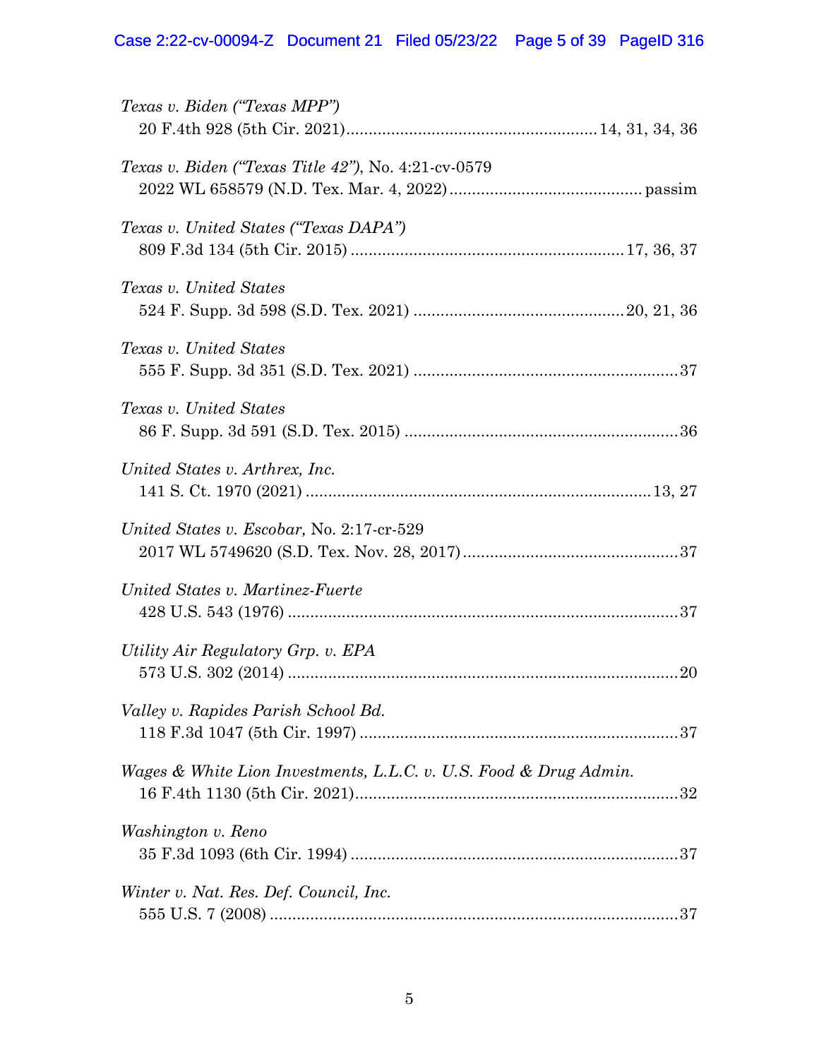*Texas v. Biden ("Texas MPP")*
20 F.4th 928 (5th Cir. 2021)........................................................14, 31, 34, 36

*Texas v. Biden ("Texas Title 42")*, No. 4:21-cv-0579
2022 WL 658579 (N.D. Tex. Mar. 4, 2022)........................................... passim

*Texas v. United States ("Texas DAPA")*
809 F.3d 134 (5th Cir. 2015)............................................................17, 36, 37

*Texas v. United States*
524 F. Supp. 3d 598 (S.D. Tex. 2021)..............................................20, 21, 36

*Texas v. United States*
555 F. Supp. 3d 351 (S.D. Tex. 2021)...........................................................37

*Texas v. United States*
86 F. Supp. 3d 591 (S.D. Tex. 2015).............................................................36

*United States v. Arthrex, Inc.*
141 S. Ct. 1970 (2021)............................................................................13, 27

*United States v. Escobar*, No. 2:17-cr-529
2017 WL 5749620 (S.D. Tex. Nov. 28, 2017)................................................37

*United States v. Martinez-Fuerte*
428 U.S. 543 (1976).......................................................................................37

*Utility Air Regulatory Grp. v. EPA*
573 U.S. 302 (2014).......................................................................................20

*Valley v. Rapides Parish School Bd.*
118 F.3d 1047 (5th Cir. 1997).......................................................................37

*Wages & White Lion Investments, L.L.C. v. U.S. Food & Drug Admin.*
16 F.4th 1130 (5th Cir. 2021)........................................................................32

*Washington v. Reno*
35 F.3d 1093 (6th Cir. 1994).........................................................................37

*Winter v. Nat. Res. Def. Council, Inc.*
555 U.S. 7 (2008)...........................................................................................37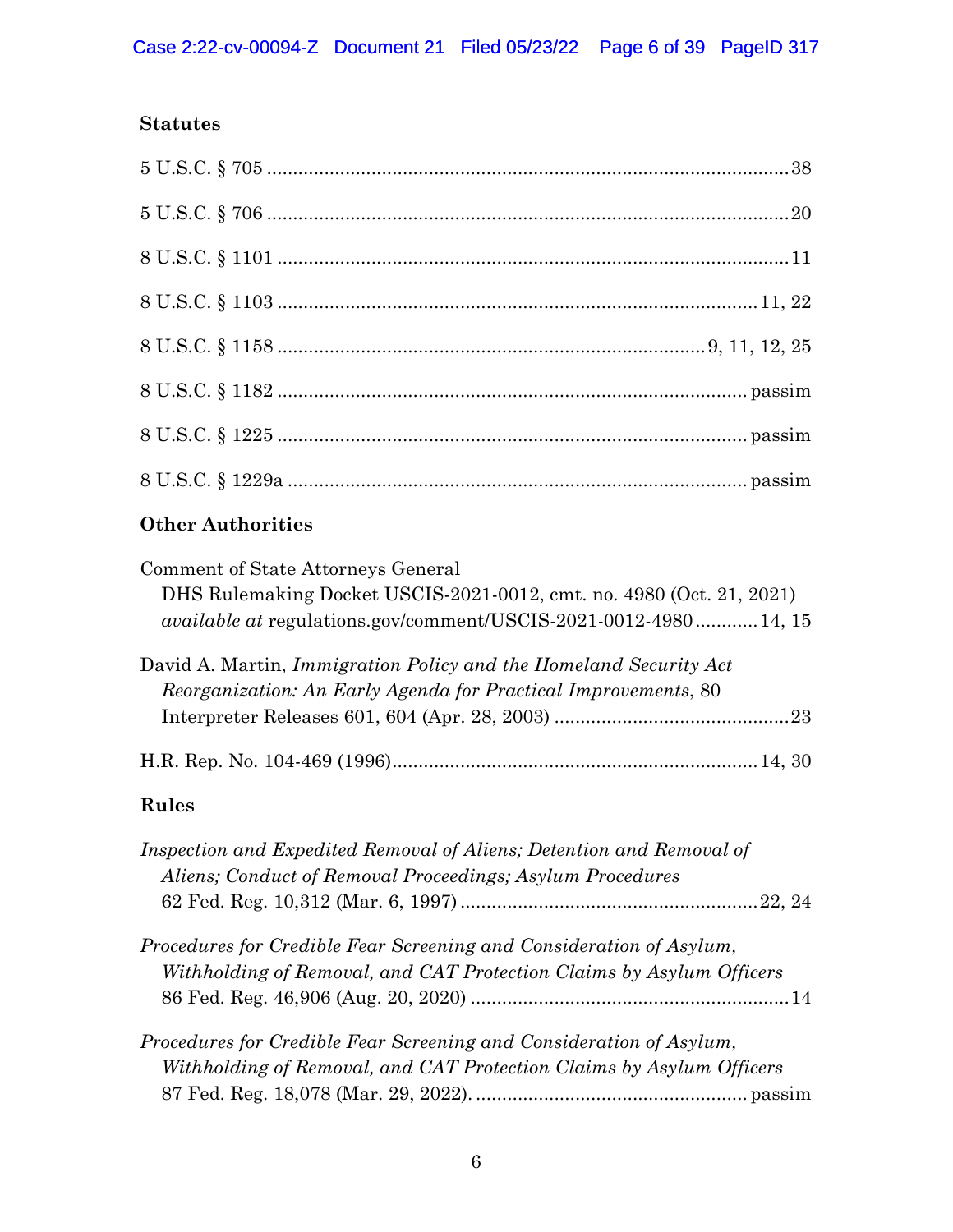### Statutes

5 U.S.C. § 705 .................................................................................................38

5 U.S.C. § 706 .................................................................................................20

8 U.S.C. § 1101 ...............................................................................................11

8 U.S.C. § 1103 .........................................................................................11, 22

8 U.S.C. § 1158 ..............................................................................9, 11, 12, 25

8 U.S.C. § 1182 ......................................................................................passim

8 U.S.C. § 1225 ......................................................................................passim

8 U.S.C. § 1229a ....................................................................................passim

### Other Authorities

Comment of State Attorneys General
DHS Rulemaking Docket USCIS-2021-0012, cmt. no. 4980 (Oct. 21, 2021)
*available at* regulations.gov/comment/USCIS-2021-0012-4980...........14, 15

David A. Martin, *Immigration Policy and the Homeland Security Act Reorganization: An Early Agenda for Practical Improvements*, 80 Interpreter Releases 601, 604 (Apr. 28, 2003) ...........................................23

H.R. Rep. No. 104-469 (1996)....................................................................14, 30

### Rules

*Inspection and Expedited Removal of Aliens; Detention and Removal of Aliens; Conduct of Removal Proceedings; Asylum Procedures*
62 Fed. Reg. 10,312 (Mar. 6, 1997) .......................................................22, 24

*Procedures for Credible Fear Screening and Consideration of Asylum, Withholding of Removal, and CAT Protection Claims by Asylum Officers*
86 Fed. Reg. 46,906 (Aug. 20, 2020) ...........................................................14

*Procedures for Credible Fear Screening and Consideration of Asylum, Withholding of Removal, and CAT Protection Claims by Asylum Officers*
87 Fed. Reg. 18,078 (Mar. 29, 2022). ...................................................passim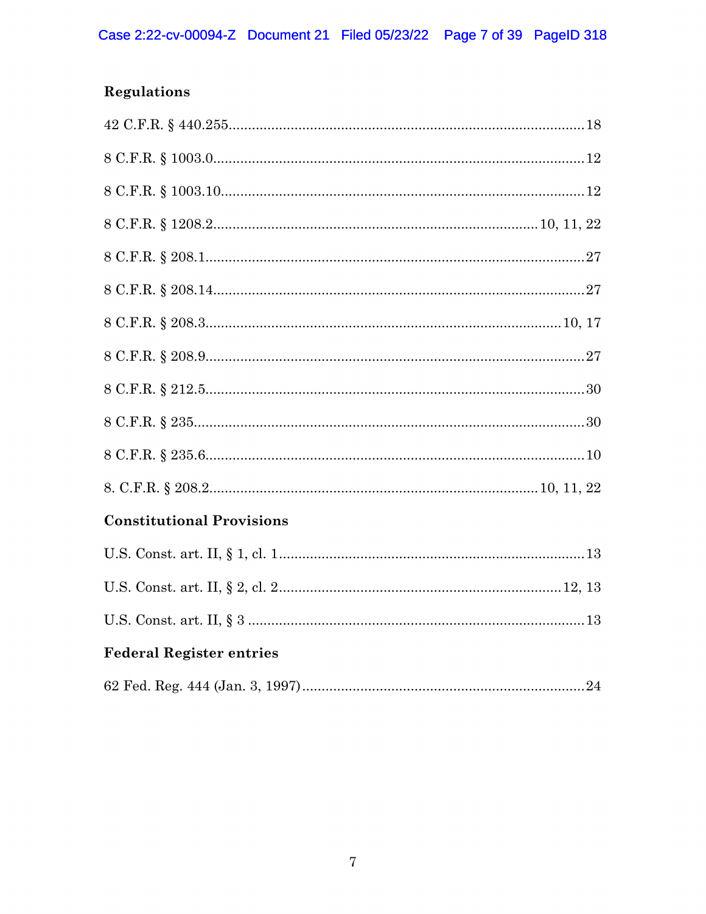**Regulations**

42 C.F.R. § 440.255 .......... 18

8 C.F.R. § 1003.0 .......... 12

8 C.F.R. § 1003.10 .......... 12

8 C.F.R. § 1208.2 .......... 10, 11, 22

8 C.F.R. § 208.1 .......... 27

8 C.F.R. § 208.14 .......... 27

8 C.F.R. § 208.3 .......... 10, 17

8 C.F.R. § 208.9 .......... 27

8 C.F.R. § 212.5 .......... 30

8 C.F.R. § 235 .......... 30

8 C.F.R. § 235.6 .......... 10

8. C.F.R. § 208.2 .......... 10, 11, 22

**Constitutional Provisions**

U.S. Const. art. II, § 1, cl. 1 .......... 13

U.S. Const. art. II, § 2, cl. 2 .......... 12, 13

U.S. Const. art. II, § 3 .......... 13

**Federal Register entries**

62 Fed. Reg. 444 (Jan. 3, 1997) .......... 24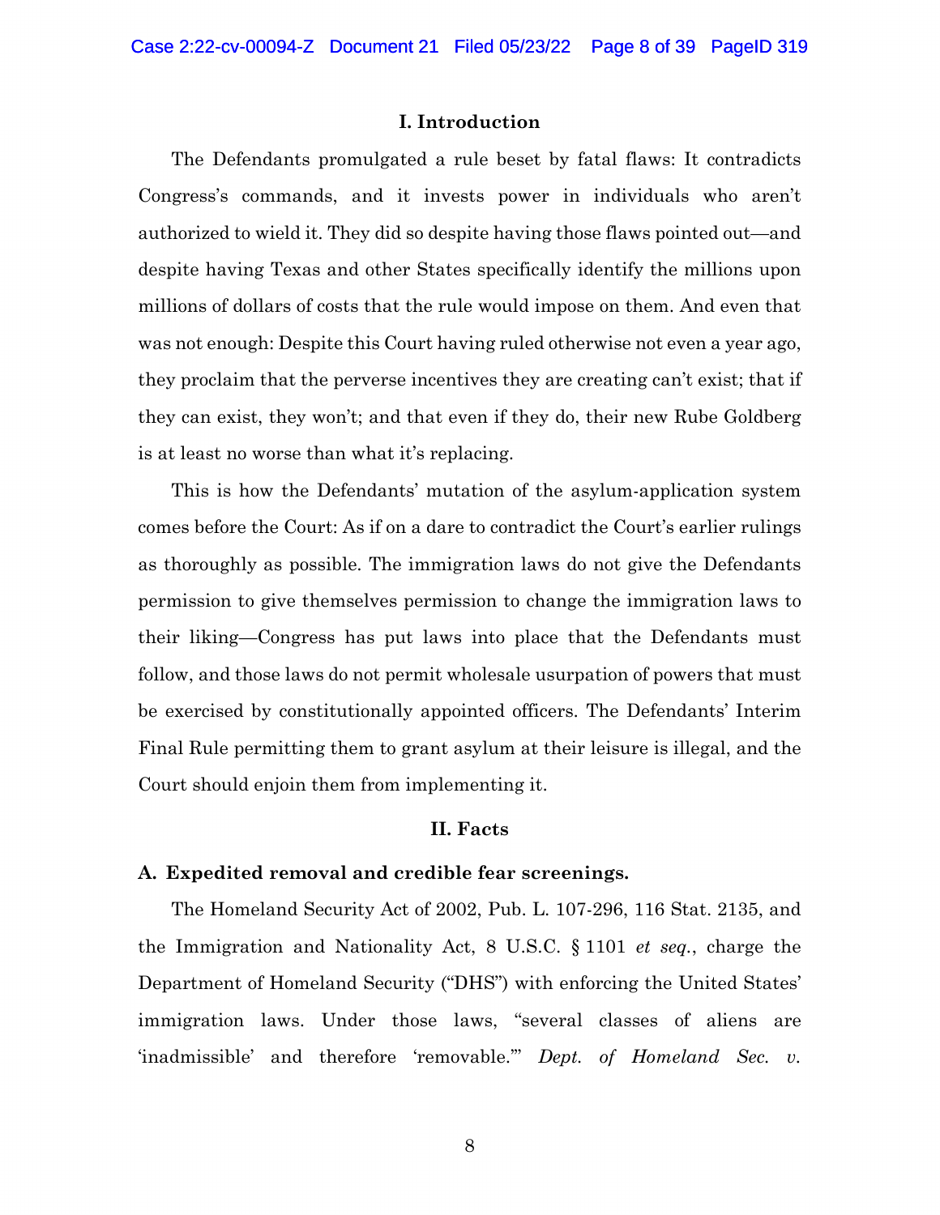## I. Introduction

The Defendants promulgated a rule beset by fatal flaws: It contradicts Congress's commands, and it invests power in individuals who aren't authorized to wield it. They did so despite having those flaws pointed out—and despite having Texas and other States specifically identify the millions upon millions of dollars of costs that the rule would impose on them. And even that was not enough: Despite this Court having ruled otherwise not even a year ago, they proclaim that the perverse incentives they are creating can't exist; that if they can exist, they won't; and that even if they do, their new Rube Goldberg is at least no worse than what it's replacing.

This is how the Defendants' mutation of the asylum-application system comes before the Court: As if on a dare to contradict the Court's earlier rulings as thoroughly as possible. The immigration laws do not give the Defendants permission to give themselves permission to change the immigration laws to their liking—Congress has put laws into place that the Defendants must follow, and those laws do not permit wholesale usurpation of powers that must be exercised by constitutionally appointed officers. The Defendants' Interim Final Rule permitting them to grant asylum at their leisure is illegal, and the Court should enjoin them from implementing it.

## II. Facts

### A. Expedited removal and credible fear screenings.

The Homeland Security Act of 2002, Pub. L. 107-296, 116 Stat. 2135, and the Immigration and Nationality Act, 8 U.S.C. § 1101 *et seq.*, charge the Department of Homeland Security ("DHS") with enforcing the United States' immigration laws. Under those laws, "several classes of aliens are 'inadmissible' and therefore 'removable.'" *Dept. of Homeland Sec. v.*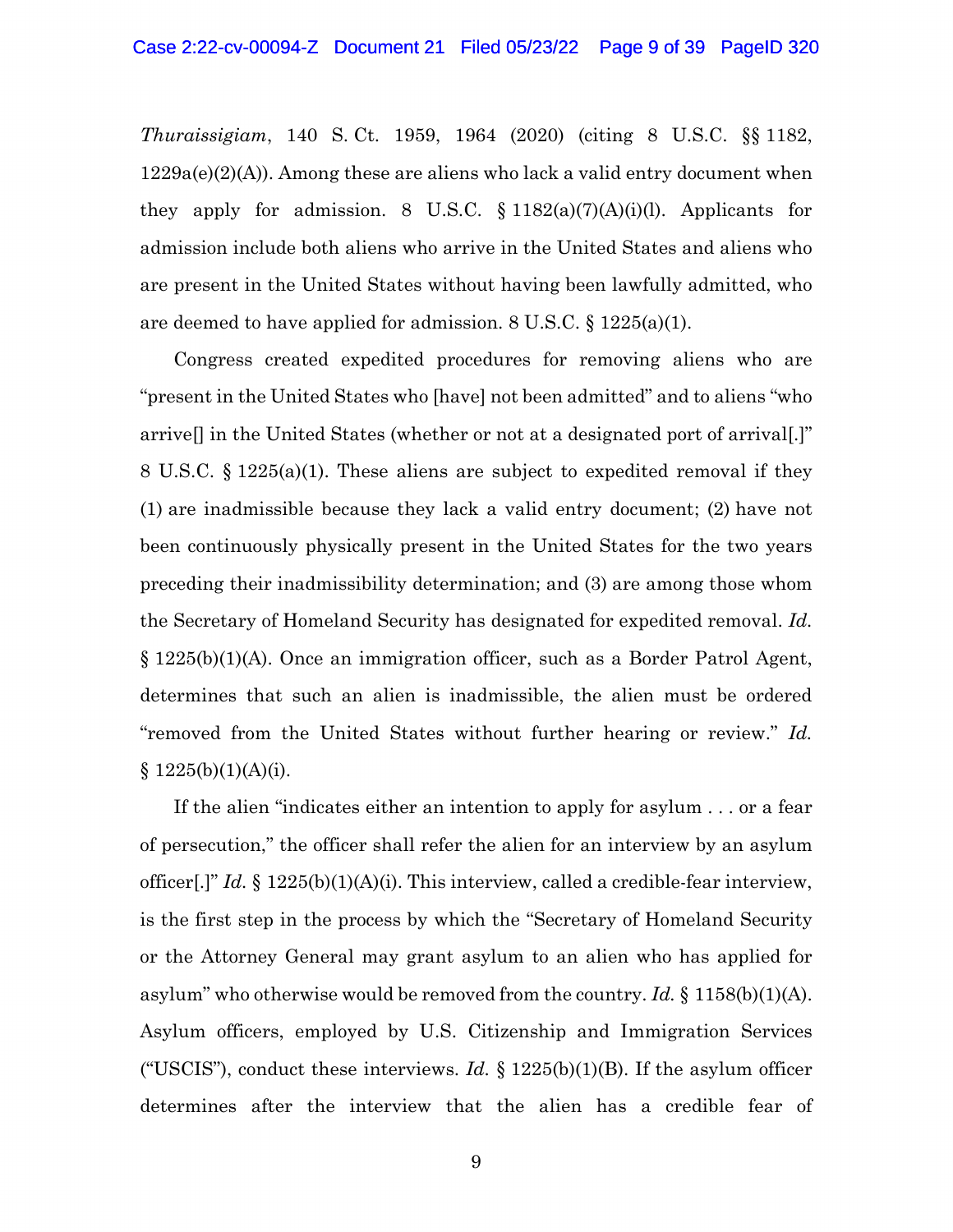*Thuraissigiam*, 140 S. Ct. 1959, 1964 (2020) (citing 8 U.S.C. §§ 1182, 1229a(e)(2)(A)). Among these are aliens who lack a valid entry document when they apply for admission. 8 U.S.C. § 1182(a)(7)(A)(i)(l). Applicants for admission include both aliens who arrive in the United States and aliens who are present in the United States without having been lawfully admitted, who are deemed to have applied for admission. 8 U.S.C. § 1225(a)(1).

Congress created expedited procedures for removing aliens who are "present in the United States who [have] not been admitted" and to aliens "who arrive[] in the United States (whether or not at a designated port of arrival[.]" 8 U.S.C. § 1225(a)(1). These aliens are subject to expedited removal if they (1) are inadmissible because they lack a valid entry document; (2) have not been continuously physically present in the United States for the two years preceding their inadmissibility determination; and (3) are among those whom the Secretary of Homeland Security has designated for expedited removal. *Id.* § 1225(b)(1)(A). Once an immigration officer, such as a Border Patrol Agent, determines that such an alien is inadmissible, the alien must be ordered "removed from the United States without further hearing or review." *Id.* § 1225(b)(1)(A)(i).

If the alien "indicates either an intention to apply for asylum . . . or a fear of persecution," the officer shall refer the alien for an interview by an asylum officer[.]" *Id.* § 1225(b)(1)(A)(i). This interview, called a credible-fear interview, is the first step in the process by which the "Secretary of Homeland Security or the Attorney General may grant asylum to an alien who has applied for asylum" who otherwise would be removed from the country. *Id.* § 1158(b)(1)(A). Asylum officers, employed by U.S. Citizenship and Immigration Services ("USCIS"), conduct these interviews. *Id.* § 1225(b)(1)(B). If the asylum officer determines after the interview that the alien has a credible fear of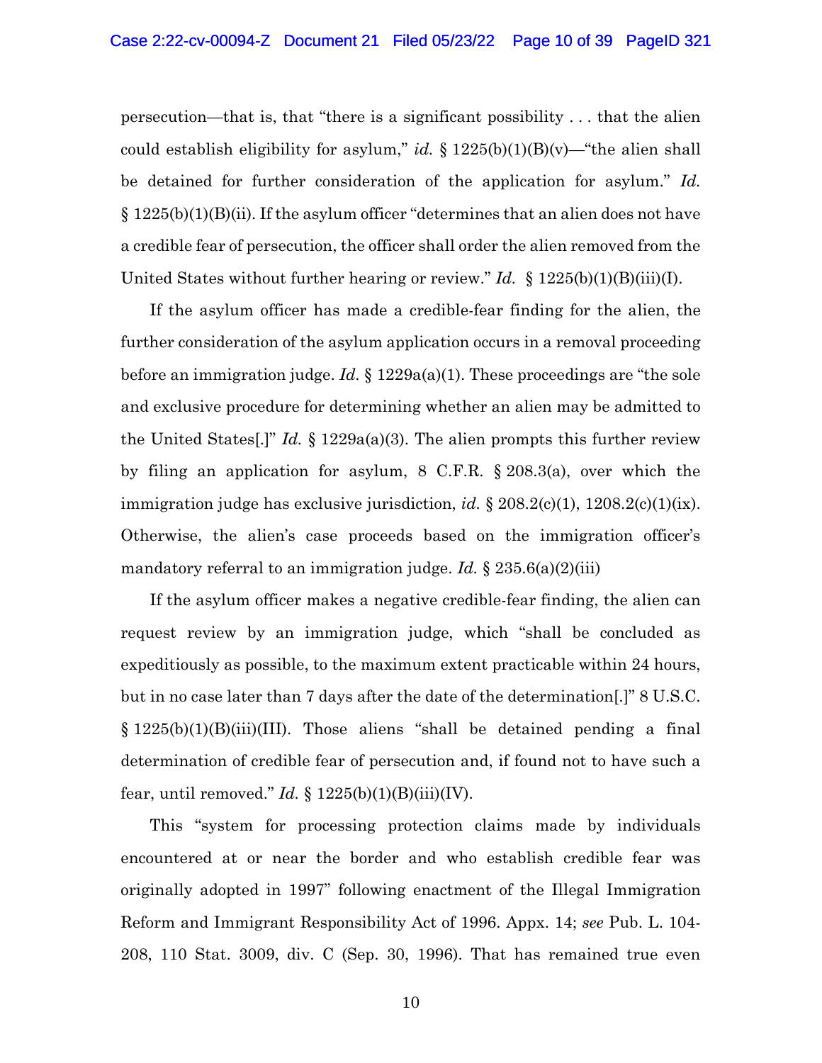persecution—that is, that "there is a significant possibility . . . that the alien could establish eligibility for asylum," *id.* § 1225(b)(1)(B)(v)—"the alien shall be detained for further consideration of the application for asylum." *Id.* § 1225(b)(1)(B)(ii). If the asylum officer "determines that an alien does not have a credible fear of persecution, the officer shall order the alien removed from the United States without further hearing or review." *Id.* § 1225(b)(1)(B)(iii)(I).

If the asylum officer has made a credible-fear finding for the alien, the further consideration of the asylum application occurs in a removal proceeding before an immigration judge. *Id.* § 1229a(a)(1). These proceedings are "the sole and exclusive procedure for determining whether an alien may be admitted to the United States[.]" *Id.* § 1229a(a)(3). The alien prompts this further review by filing an application for asylum, 8 C.F.R. § 208.3(a), over which the immigration judge has exclusive jurisdiction, *id.* § 208.2(c)(1), 1208.2(c)(1)(ix). Otherwise, the alien's case proceeds based on the immigration officer's mandatory referral to an immigration judge. *Id.* § 235.6(a)(2)(iii)

If the asylum officer makes a negative credible-fear finding, the alien can request review by an immigration judge, which "shall be concluded as expeditiously as possible, to the maximum extent practicable within 24 hours, but in no case later than 7 days after the date of the determination[.]" 8 U.S.C. § 1225(b)(1)(B)(iii)(III). Those aliens "shall be detained pending a final determination of credible fear of persecution and, if found not to have such a fear, until removed." *Id.* § 1225(b)(1)(B)(iii)(IV).

This "system for processing protection claims made by individuals encountered at or near the border and who establish credible fear was originally adopted in 1997" following enactment of the Illegal Immigration Reform and Immigrant Responsibility Act of 1996. Appx. 14; *see* Pub. L. 104-208, 110 Stat. 3009, div. C (Sep. 30, 1996). That has remained true even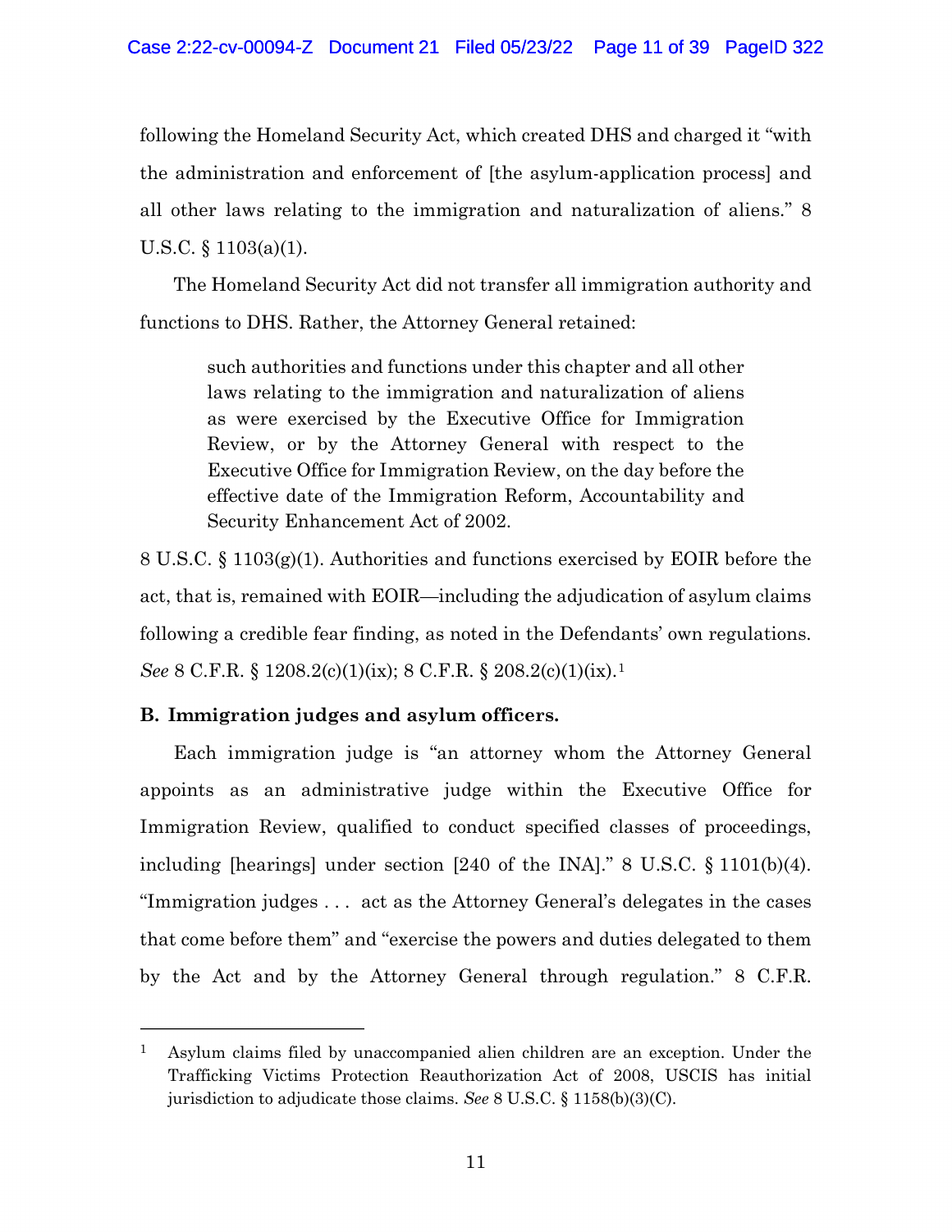following the Homeland Security Act, which created DHS and charged it "with the administration and enforcement of [the asylum-application process] and all other laws relating to the immigration and naturalization of aliens." 8 U.S.C. § 1103(a)(1).

The Homeland Security Act did not transfer all immigration authority and functions to DHS. Rather, the Attorney General retained:

> such authorities and functions under this chapter and all other laws relating to the immigration and naturalization of aliens as were exercised by the Executive Office for Immigration Review, or by the Attorney General with respect to the Executive Office for Immigration Review, on the day before the effective date of the Immigration Reform, Accountability and Security Enhancement Act of 2002.

8 U.S.C. § 1103(g)(1). Authorities and functions exercised by EOIR before the act, that is, remained with EOIR—including the adjudication of asylum claims following a credible fear finding, as noted in the Defendants' own regulations. *See* 8 C.F.R. § 1208.2(c)(1)(ix); 8 C.F.R. § 208.2(c)(1)(ix).[1]

**B. Immigration judges and asylum officers.**

Each immigration judge is "an attorney whom the Attorney General appoints as an administrative judge within the Executive Office for Immigration Review, qualified to conduct specified classes of proceedings, including [hearings] under section [240 of the INA]." 8 U.S.C. § 1101(b)(4). "Immigration judges . . . act as the Attorney General's delegates in the cases that come before them" and "exercise the powers and duties delegated to them by the Act and by the Attorney General through regulation." 8 C.F.R.

---

[1] Asylum claims filed by unaccompanied alien children are an exception. Under the Trafficking Victims Protection Reauthorization Act of 2008, USCIS has initial jurisdiction to adjudicate those claims. *See* 8 U.S.C. § 1158(b)(3)(C).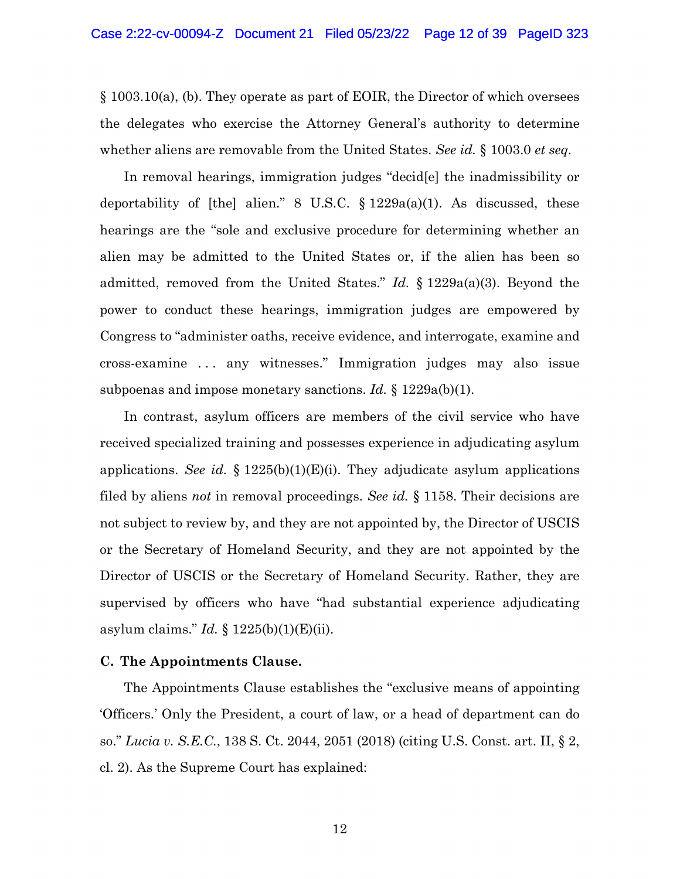§ 1003.10(a), (b). They operate as part of EOIR, the Director of which oversees the delegates who exercise the Attorney General's authority to determine whether aliens are removable from the United States. *See id.* § 1003.0 *et seq.*

In removal hearings, immigration judges "decid[e] the inadmissibility or deportability of [the] alien." 8 U.S.C. § 1229a(a)(1). As discussed, these hearings are the "sole and exclusive procedure for determining whether an alien may be admitted to the United States or, if the alien has been so admitted, removed from the United States." *Id.* § 1229a(a)(3). Beyond the power to conduct these hearings, immigration judges are empowered by Congress to "administer oaths, receive evidence, and interrogate, examine and cross-examine . . . any witnesses." Immigration judges may also issue subpoenas and impose monetary sanctions. *Id.* § 1229a(b)(1).

In contrast, asylum officers are members of the civil service who have received specialized training and possesses experience in adjudicating asylum applications. *See id.* § 1225(b)(1)(E)(i). They adjudicate asylum applications filed by aliens *not* in removal proceedings. *See id.* § 1158. Their decisions are not subject to review by, and they are not appointed by, the Director of USCIS or the Secretary of Homeland Security, and they are not appointed by the Director of USCIS or the Secretary of Homeland Security. Rather, they are supervised by officers who have "had substantial experience adjudicating asylum claims." *Id.* § 1225(b)(1)(E)(ii).

### C. The Appointments Clause.

The Appointments Clause establishes the "exclusive means of appointing 'Officers.' Only the President, a court of law, or a head of department can do so." *Lucia v. S.E.C.*, 138 S. Ct. 2044, 2051 (2018) (citing U.S. Const. art. II, § 2, cl. 2). As the Supreme Court has explained: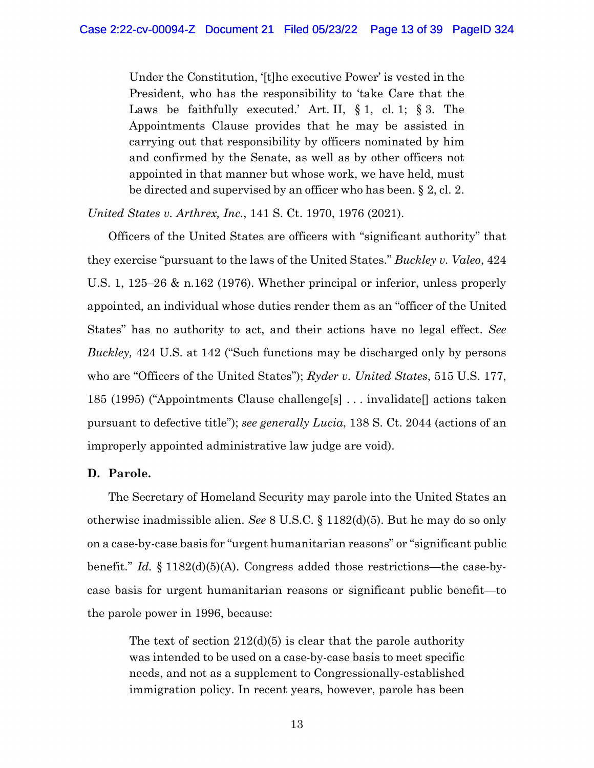> Under the Constitution, '[t]he executive Power' is vested in the President, who has the responsibility to 'take Care that the Laws be faithfully executed.' Art. II, § 1, cl. 1; § 3. The Appointments Clause provides that he may be assisted in carrying out that responsibility by officers nominated by him and confirmed by the Senate, as well as by other officers not appointed in that manner but whose work, we have held, must be directed and supervised by an officer who has been. § 2, cl. 2.

*United States v. Arthrex, Inc.*, 141 S. Ct. 1970, 1976 (2021).

Officers of the United States are officers with "significant authority" that they exercise "pursuant to the laws of the United States." *Buckley v. Valeo*, 424 U.S. 1, 125–26 & n.162 (1976). Whether principal or inferior, unless properly appointed, an individual whose duties render them as an "officer of the United States" has no authority to act, and their actions have no legal effect. *See Buckley,* 424 U.S. at 142 ("Such functions may be discharged only by persons who are "Officers of the United States"); *Ryder v. United States*, 515 U.S. 177, 185 (1995) ("Appointments Clause challenge[s] . . . invalidate[] actions taken pursuant to defective title"); *see generally Lucia*, 138 S. Ct. 2044 (actions of an improperly appointed administrative law judge are void).

### D. Parole.

The Secretary of Homeland Security may parole into the United States an otherwise inadmissible alien. *See* 8 U.S.C. § 1182(d)(5). But he may do so only on a case-by-case basis for "urgent humanitarian reasons" or "significant public benefit." *Id.* § 1182(d)(5)(A). Congress added those restrictions—the case-by-case basis for urgent humanitarian reasons or significant public benefit—to the parole power in 1996, because:

> The text of section 212(d)(5) is clear that the parole authority was intended to be used on a case-by-case basis to meet specific needs, and not as a supplement to Congressionally-established immigration policy. In recent years, however, parole has been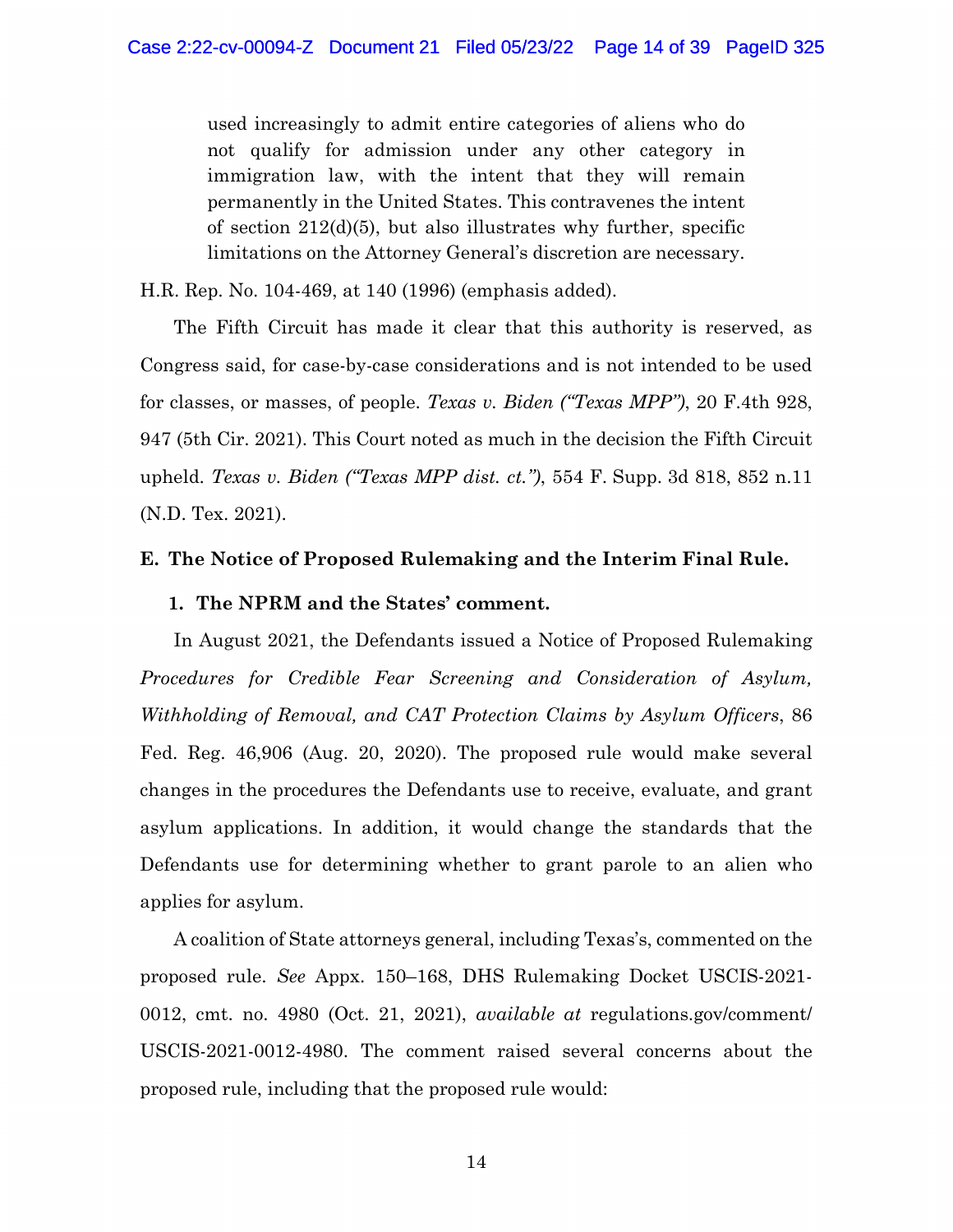> used increasingly to admit entire categories of aliens who do not qualify for admission under any other category in immigration law, with the intent that they will remain permanently in the United States. This contravenes the intent of section 212(d)(5), but also illustrates why further, specific limitations on the Attorney General's discretion are necessary.

H.R. Rep. No. 104-469, at 140 (1996) (emphasis added).

The Fifth Circuit has made it clear that this authority is reserved, as Congress said, for case-by-case considerations and is not intended to be used for classes, or masses, of people. *Texas v. Biden ("Texas MPP")*, 20 F.4th 928, 947 (5th Cir. 2021). This Court noted as much in the decision the Fifth Circuit upheld. *Texas v. Biden ("Texas MPP dist. ct.")*, 554 F. Supp. 3d 818, 852 n.11 (N.D. Tex. 2021).

### E. The Notice of Proposed Rulemaking and the Interim Final Rule.

#### 1. The NPRM and the States' comment.

In August 2021, the Defendants issued a Notice of Proposed Rulemaking *Procedures for Credible Fear Screening and Consideration of Asylum, Withholding of Removal, and CAT Protection Claims by Asylum Officers*, 86 Fed. Reg. 46,906 (Aug. 20, 2020). The proposed rule would make several changes in the procedures the Defendants use to receive, evaluate, and grant asylum applications. In addition, it would change the standards that the Defendants use for determining whether to grant parole to an alien who applies for asylum.

A coalition of State attorneys general, including Texas's, commented on the proposed rule. *See* Appx. 150–168, DHS Rulemaking Docket USCIS-2021-0012, cmt. no. 4980 (Oct. 21, 2021), *available at* regulations.gov/comment/USCIS-2021-0012-4980. The comment raised several concerns about the proposed rule, including that the proposed rule would: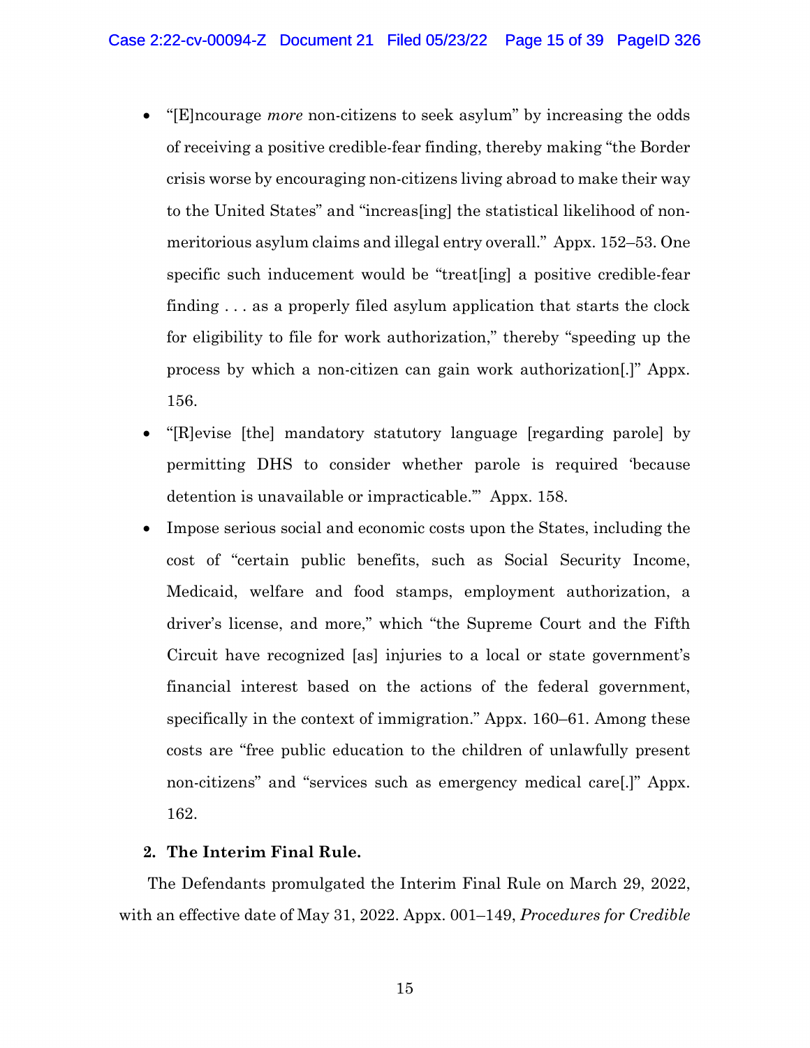- "[E]ncourage *more* non-citizens to seek asylum" by increasing the odds of receiving a positive credible-fear finding, thereby making "the Border crisis worse by encouraging non-citizens living abroad to make their way to the United States" and "increas[ing] the statistical likelihood of non-meritorious asylum claims and illegal entry overall." Appx. 152–53. One specific such inducement would be "treat[ing] a positive credible-fear finding . . . as a properly filed asylum application that starts the clock for eligibility to file for work authorization," thereby "speeding up the process by which a non-citizen can gain work authorization[.]" Appx. 156.
- "[R]evise [the] mandatory statutory language [regarding parole] by permitting DHS to consider whether parole is required 'because detention is unavailable or impracticable.'" Appx. 158.
- Impose serious social and economic costs upon the States, including the cost of "certain public benefits, such as Social Security Income, Medicaid, welfare and food stamps, employment authorization, a driver's license, and more," which "the Supreme Court and the Fifth Circuit have recognized [as] injuries to a local or state government's financial interest based on the actions of the federal government, specifically in the context of immigration." Appx. 160–61. Among these costs are "free public education to the children of unlawfully present non-citizens" and "services such as emergency medical care[.]" Appx. 162.

**2. The Interim Final Rule.**

The Defendants promulgated the Interim Final Rule on March 29, 2022, with an effective date of May 31, 2022. Appx. 001–149, *Procedures for Credible*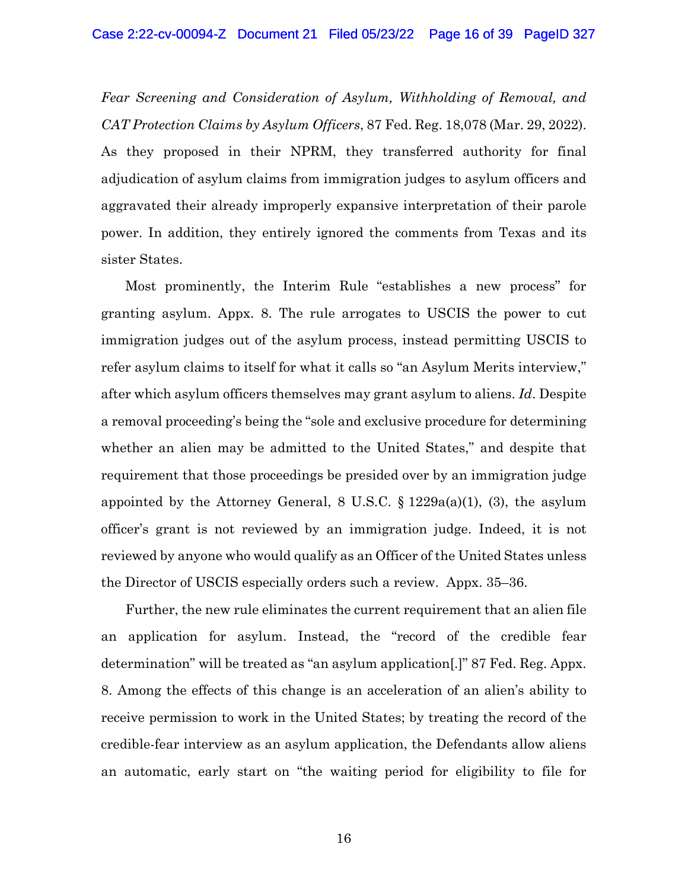*Fear Screening and Consideration of Asylum, Withholding of Removal, and CAT Protection Claims by Asylum Officers*, 87 Fed. Reg. 18,078 (Mar. 29, 2022). As they proposed in their NPRM, they transferred authority for final adjudication of asylum claims from immigration judges to asylum officers and aggravated their already improperly expansive interpretation of their parole power. In addition, they entirely ignored the comments from Texas and its sister States.

Most prominently, the Interim Rule "establishes a new process" for granting asylum. Appx. 8. The rule arrogates to USCIS the power to cut immigration judges out of the asylum process, instead permitting USCIS to refer asylum claims to itself for what it calls so "an Asylum Merits interview," after which asylum officers themselves may grant asylum to aliens. *Id*. Despite a removal proceeding's being the "sole and exclusive procedure for determining whether an alien may be admitted to the United States," and despite that requirement that those proceedings be presided over by an immigration judge appointed by the Attorney General, 8 U.S.C. § 1229a(a)(1), (3), the asylum officer's grant is not reviewed by an immigration judge. Indeed, it is not reviewed by anyone who would qualify as an Officer of the United States unless the Director of USCIS especially orders such a review. Appx. 35–36.

Further, the new rule eliminates the current requirement that an alien file an application for asylum. Instead, the "record of the credible fear determination" will be treated as "an asylum application[.]" 87 Fed. Reg. Appx. 8. Among the effects of this change is an acceleration of an alien's ability to receive permission to work in the United States; by treating the record of the credible-fear interview as an asylum application, the Defendants allow aliens an automatic, early start on "the waiting period for eligibility to file for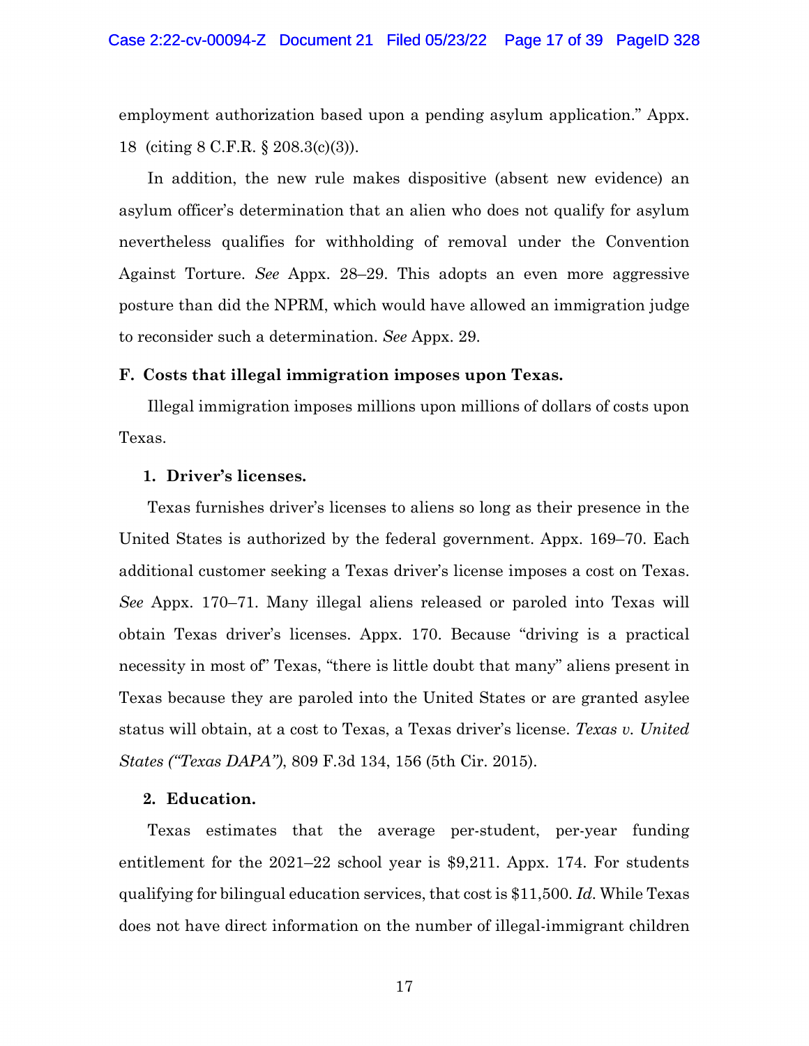employment authorization based upon a pending asylum application." Appx. 18 (citing 8 C.F.R. § 208.3(c)(3)).

In addition, the new rule makes dispositive (absent new evidence) an asylum officer's determination that an alien who does not qualify for asylum nevertheless qualifies for withholding of removal under the Convention Against Torture. *See* Appx. 28–29. This adopts an even more aggressive posture than did the NPRM, which would have allowed an immigration judge to reconsider such a determination. *See* Appx. 29.

### F. Costs that illegal immigration imposes upon Texas.

Illegal immigration imposes millions upon millions of dollars of costs upon Texas.

#### 1. Driver's licenses.

Texas furnishes driver's licenses to aliens so long as their presence in the United States is authorized by the federal government. Appx. 169–70. Each additional customer seeking a Texas driver's license imposes a cost on Texas. *See* Appx. 170–71. Many illegal aliens released or paroled into Texas will obtain Texas driver's licenses. Appx. 170. Because "driving is a practical necessity in most of" Texas, "there is little doubt that many" aliens present in Texas because they are paroled into the United States or are granted asylee status will obtain, at a cost to Texas, a Texas driver's license. *Texas v. United States ("Texas DAPA")*, 809 F.3d 134, 156 (5th Cir. 2015).

#### 2. Education.

Texas estimates that the average per-student, per-year funding entitlement for the 2021–22 school year is $9,211. Appx. 174. For students qualifying for bilingual education services, that cost is $11,500. *Id.* While Texas does not have direct information on the number of illegal-immigrant children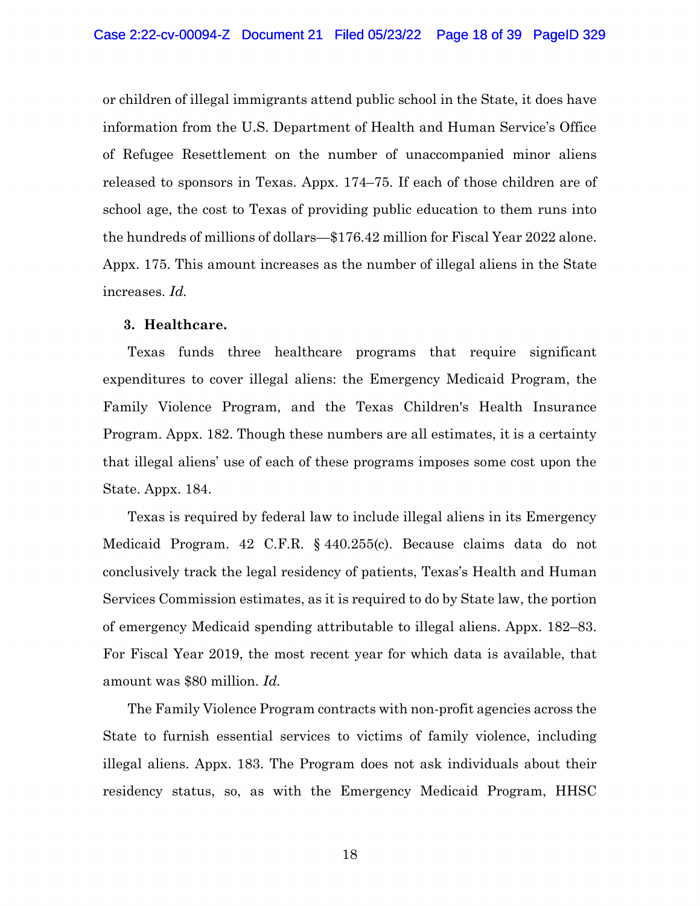or children of illegal immigrants attend public school in the State, it does have information from the U.S. Department of Health and Human Service's Office of Refugee Resettlement on the number of unaccompanied minor aliens released to sponsors in Texas. Appx. 174–75. If each of those children are of school age, the cost to Texas of providing public education to them runs into the hundreds of millions of dollars—$176.42 million for Fiscal Year 2022 alone. Appx. 175. This amount increases as the number of illegal aliens in the State increases. *Id.*

**3. Healthcare.**

Texas funds three healthcare programs that require significant expenditures to cover illegal aliens: the Emergency Medicaid Program, the Family Violence Program, and the Texas Children's Health Insurance Program. Appx. 182. Though these numbers are all estimates, it is a certainty that illegal aliens' use of each of these programs imposes some cost upon the State. Appx. 184.

Texas is required by federal law to include illegal aliens in its Emergency Medicaid Program. 42 C.F.R. § 440.255(c). Because claims data do not conclusively track the legal residency of patients, Texas's Health and Human Services Commission estimates, as it is required to do by State law, the portion of emergency Medicaid spending attributable to illegal aliens. Appx. 182–83. For Fiscal Year 2019, the most recent year for which data is available, that amount was $80 million. *Id.*

The Family Violence Program contracts with non-profit agencies across the State to furnish essential services to victims of family violence, including illegal aliens. Appx. 183. The Program does not ask individuals about their residency status, so, as with the Emergency Medicaid Program, HHSC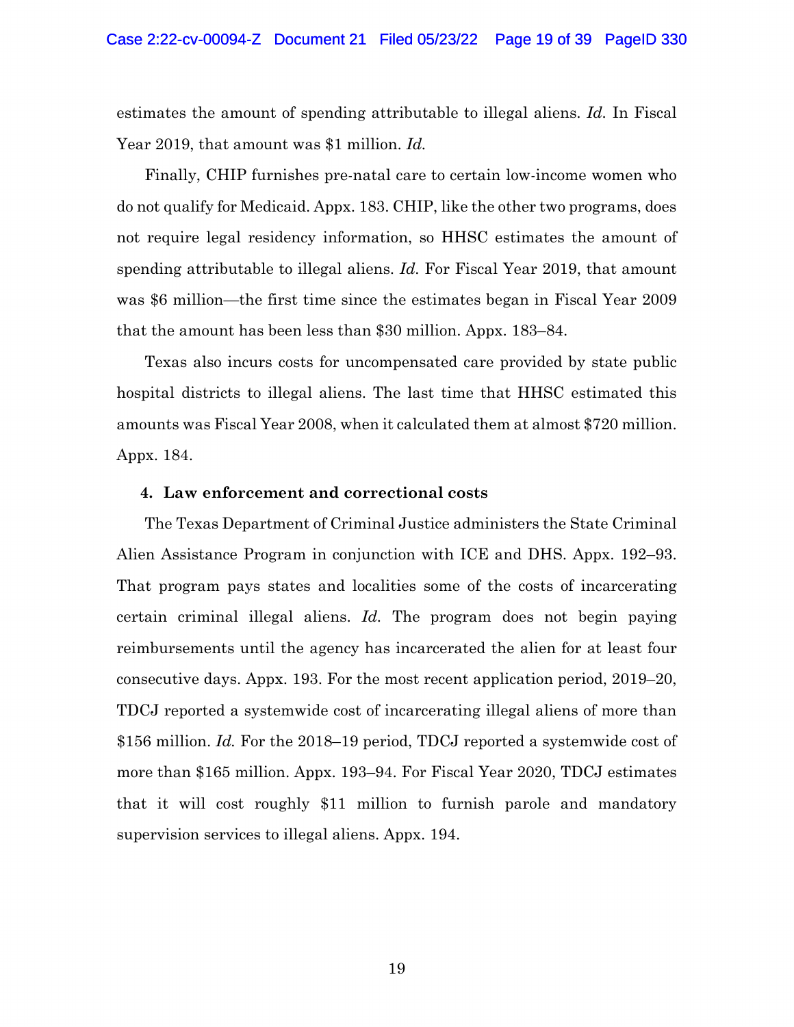estimates the amount of spending attributable to illegal aliens. *Id.* In Fiscal Year 2019, that amount was $1 million. *Id.*

Finally, CHIP furnishes pre-natal care to certain low-income women who do not qualify for Medicaid. Appx. 183. CHIP, like the other two programs, does not require legal residency information, so HHSC estimates the amount of spending attributable to illegal aliens. *Id.* For Fiscal Year 2019, that amount was $6 million—the first time since the estimates began in Fiscal Year 2009 that the amount has been less than $30 million. Appx. 183–84.

Texas also incurs costs for uncompensated care provided by state public hospital districts to illegal aliens. The last time that HHSC estimated this amounts was Fiscal Year 2008, when it calculated them at almost $720 million. Appx. 184.

**4. Law enforcement and correctional costs**

The Texas Department of Criminal Justice administers the State Criminal Alien Assistance Program in conjunction with ICE and DHS. Appx. 192–93. That program pays states and localities some of the costs of incarcerating certain criminal illegal aliens. *Id.* The program does not begin paying reimbursements until the agency has incarcerated the alien for at least four consecutive days. Appx. 193. For the most recent application period, 2019–20, TDCJ reported a systemwide cost of incarcerating illegal aliens of more than $156 million. *Id.* For the 2018–19 period, TDCJ reported a systemwide cost of more than $165 million. Appx. 193–94. For Fiscal Year 2020, TDCJ estimates that it will cost roughly $11 million to furnish parole and mandatory supervision services to illegal aliens. Appx. 194.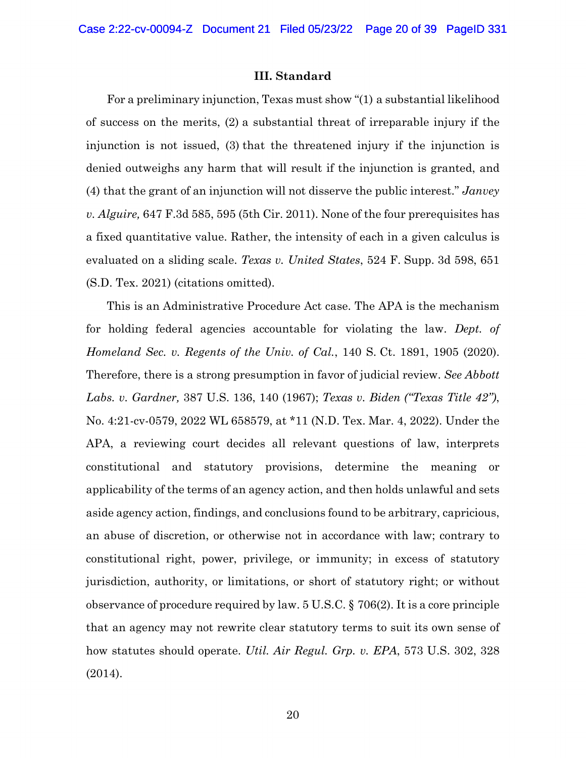### III. Standard

For a preliminary injunction, Texas must show "(1) a substantial likelihood of success on the merits, (2) a substantial threat of irreparable injury if the injunction is not issued, (3) that the threatened injury if the injunction is denied outweighs any harm that will result if the injunction is granted, and (4) that the grant of an injunction will not disserve the public interest." *Janvey v. Alguire,* 647 F.3d 585, 595 (5th Cir. 2011). None of the four prerequisites has a fixed quantitative value. Rather, the intensity of each in a given calculus is evaluated on a sliding scale. *Texas v. United States*, 524 F. Supp. 3d 598, 651 (S.D. Tex. 2021) (citations omitted).

This is an Administrative Procedure Act case. The APA is the mechanism for holding federal agencies accountable for violating the law. *Dept. of Homeland Sec. v. Regents of the Univ. of Cal.*, 140 S. Ct. 1891, 1905 (2020). Therefore, there is a strong presumption in favor of judicial review. *See Abbott Labs. v. Gardner,* 387 U.S. 136, 140 (1967); *Texas v. Biden ("Texas Title 42")*, No. 4:21-cv-0579, 2022 WL 658579, at *11 (N.D. Tex. Mar. 4, 2022). Under the APA, a reviewing court decides all relevant questions of law, interprets constitutional and statutory provisions, determine the meaning or applicability of the terms of an agency action, and then holds unlawful and sets aside agency action, findings, and conclusions found to be arbitrary, capricious, an abuse of discretion, or otherwise not in accordance with law; contrary to constitutional right, power, privilege, or immunity; in excess of statutory jurisdiction, authority, or limitations, or short of statutory right; or without observance of procedure required by law. 5 U.S.C. § 706(2). It is a core principle that an agency may not rewrite clear statutory terms to suit its own sense of how statutes should operate. *Util. Air Regul. Grp. v. EPA*, 573 U.S. 302, 328 (2014).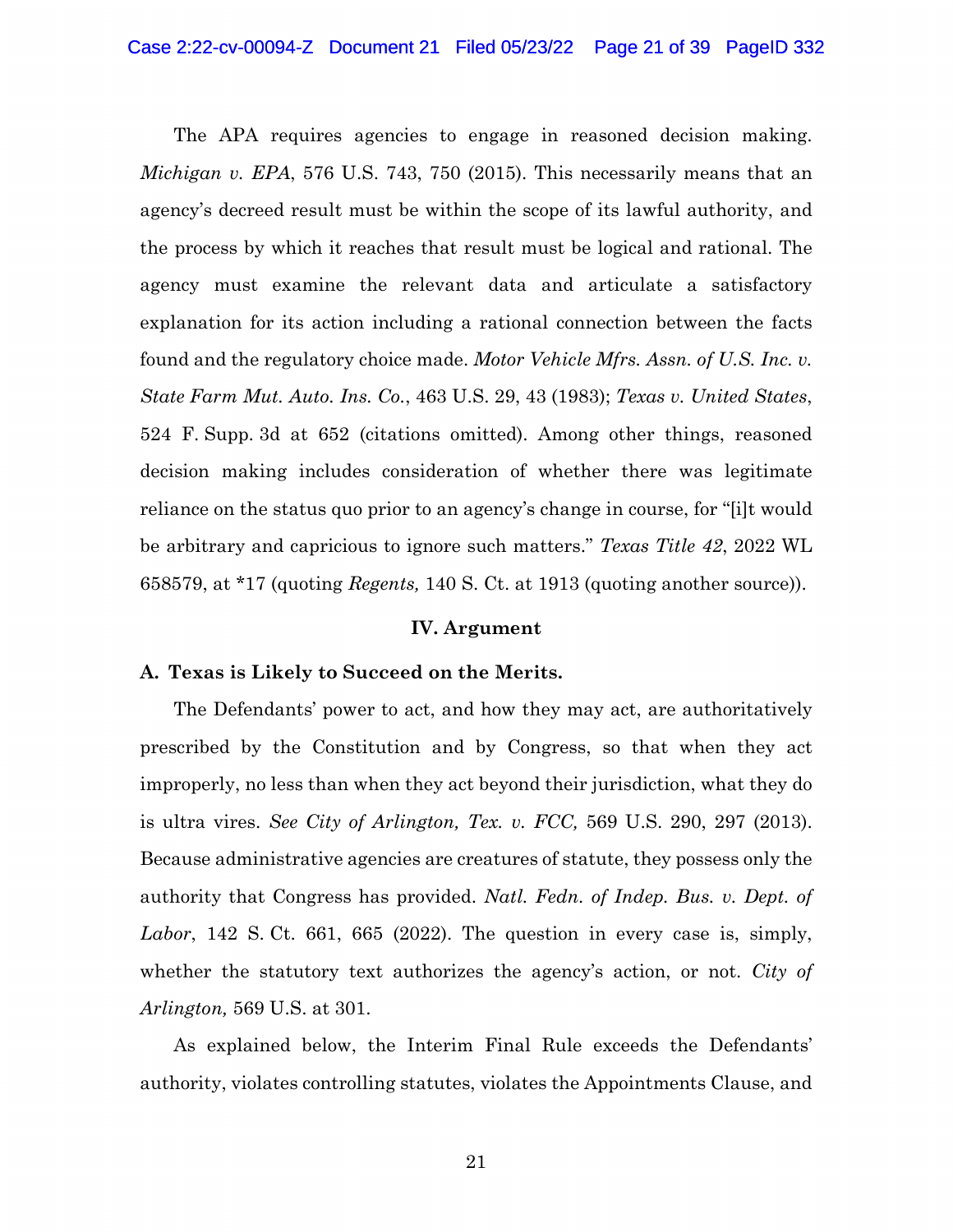The APA requires agencies to engage in reasoned decision making. *Michigan v. EPA*, 576 U.S. 743, 750 (2015). This necessarily means that an agency's decreed result must be within the scope of its lawful authority, and the process by which it reaches that result must be logical and rational. The agency must examine the relevant data and articulate a satisfactory explanation for its action including a rational connection between the facts found and the regulatory choice made. *Motor Vehicle Mfrs. Assn. of U.S. Inc. v. State Farm Mut. Auto. Ins. Co.*, 463 U.S. 29, 43 (1983); *Texas v. United States*, 524 F. Supp. 3d at 652 (citations omitted). Among other things, reasoned decision making includes consideration of whether there was legitimate reliance on the status quo prior to an agency's change in course, for "[i]t would be arbitrary and capricious to ignore such matters." *Texas Title 42*, 2022 WL 658579, at *17 (quoting *Regents,* 140 S. Ct. at 1913 (quoting another source)).

## IV. Argument

### A. Texas is Likely to Succeed on the Merits.

The Defendants' power to act, and how they may act, are authoritatively prescribed by the Constitution and by Congress, so that when they act improperly, no less than when they act beyond their jurisdiction, what they do is ultra vires. *See City of Arlington, Tex. v. FCC,* 569 U.S. 290, 297 (2013). Because administrative agencies are creatures of statute, they possess only the authority that Congress has provided. *Natl. Fedn. of Indep. Bus. v. Dept. of Labor*, 142 S. Ct. 661, 665 (2022). The question in every case is, simply, whether the statutory text authorizes the agency's action, or not. *City of Arlington,* 569 U.S. at 301.

As explained below, the Interim Final Rule exceeds the Defendants' authority, violates controlling statutes, violates the Appointments Clause, and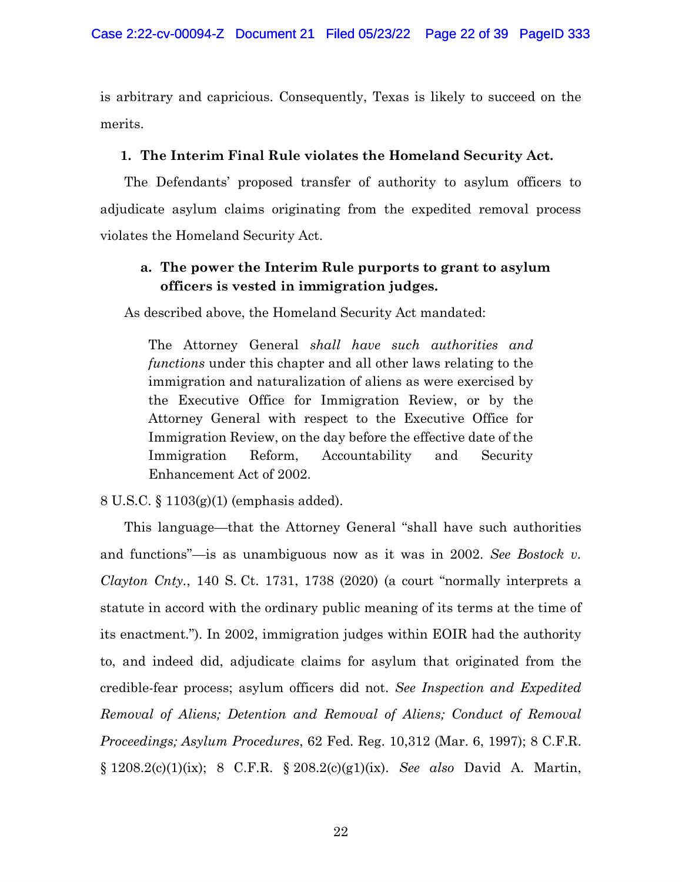is arbitrary and capricious. Consequently, Texas is likely to succeed on the merits.

### 1. The Interim Final Rule violates the Homeland Security Act.

The Defendants' proposed transfer of authority to asylum officers to adjudicate asylum claims originating from the expedited removal process violates the Homeland Security Act.

#### a. The power the Interim Rule purports to grant to asylum officers is vested in immigration judges.

As described above, the Homeland Security Act mandated:

> The Attorney General *shall have such authorities and functions* under this chapter and all other laws relating to the immigration and naturalization of aliens as were exercised by the Executive Office for Immigration Review, or by the Attorney General with respect to the Executive Office for Immigration Review, on the day before the effective date of the Immigration Reform, Accountability and Security Enhancement Act of 2002.

8 U.S.C. § 1103(g)(1) (emphasis added).

This language—that the Attorney General "shall have such authorities and functions"—is as unambiguous now as it was in 2002. *See Bostock v. Clayton Cnty.*, 140 S. Ct. 1731, 1738 (2020) (a court "normally interprets a statute in accord with the ordinary public meaning of its terms at the time of its enactment."). In 2002, immigration judges within EOIR had the authority to, and indeed did, adjudicate claims for asylum that originated from the credible-fear process; asylum officers did not. *See Inspection and Expedited Removal of Aliens; Detention and Removal of Aliens; Conduct of Removal Proceedings; Asylum Procedures*, 62 Fed. Reg. 10,312 (Mar. 6, 1997); 8 C.F.R. § 1208.2(c)(1)(ix); 8 C.F.R. § 208.2(c)(g1)(ix). *See also* David A. Martin,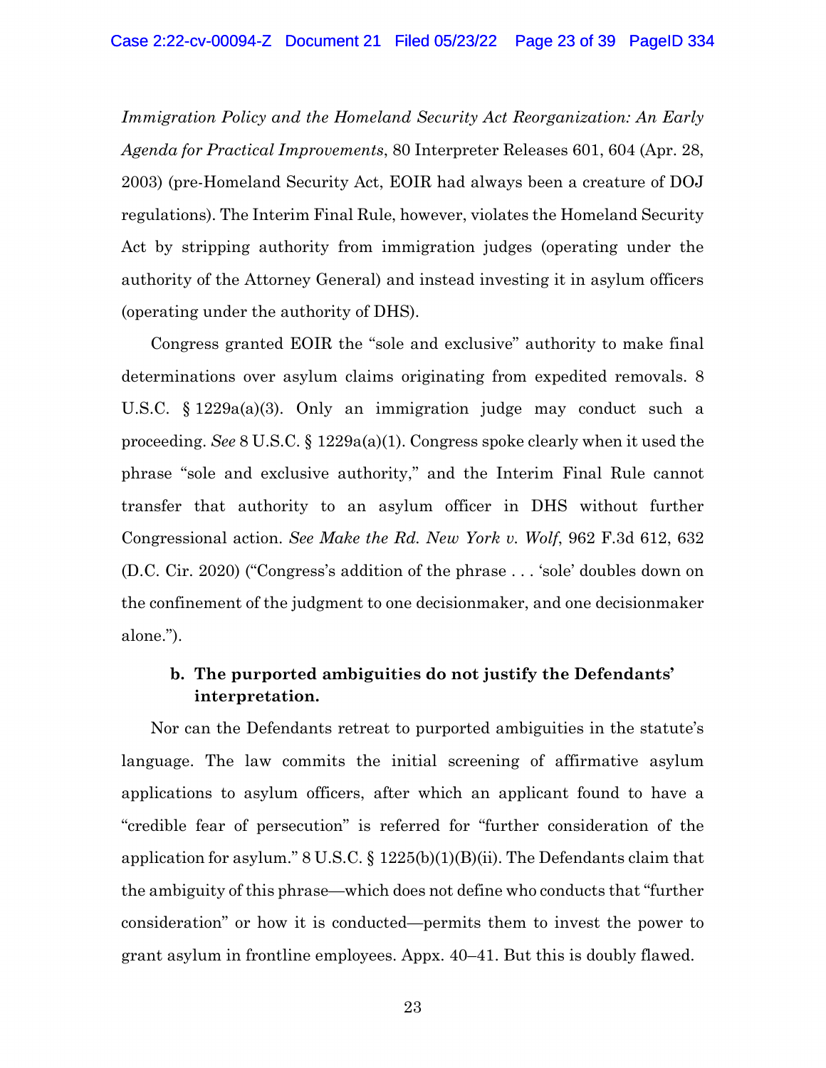*Immigration Policy and the Homeland Security Act Reorganization: An Early Agenda for Practical Improvements*, 80 Interpreter Releases 601, 604 (Apr. 28, 2003) (pre-Homeland Security Act, EOIR had always been a creature of DOJ regulations). The Interim Final Rule, however, violates the Homeland Security Act by stripping authority from immigration judges (operating under the authority of the Attorney General) and instead investing it in asylum officers (operating under the authority of DHS).

Congress granted EOIR the "sole and exclusive" authority to make final determinations over asylum claims originating from expedited removals. 8 U.S.C. § 1229a(a)(3). Only an immigration judge may conduct such a proceeding. *See* 8 U.S.C. § 1229a(a)(1). Congress spoke clearly when it used the phrase "sole and exclusive authority," and the Interim Final Rule cannot transfer that authority to an asylum officer in DHS without further Congressional action. *See Make the Rd. New York v. Wolf*, 962 F.3d 612, 632 (D.C. Cir. 2020) ("Congress's addition of the phrase . . . 'sole' doubles down on the confinement of the judgment to one decisionmaker, and one decisionmaker alone.").

**b. The purported ambiguities do not justify the Defendants' interpretation.**

Nor can the Defendants retreat to purported ambiguities in the statute's language. The law commits the initial screening of affirmative asylum applications to asylum officers, after which an applicant found to have a "credible fear of persecution" is referred for "further consideration of the application for asylum." 8 U.S.C. § 1225(b)(1)(B)(ii). The Defendants claim that the ambiguity of this phrase—which does not define who conducts that "further consideration" or how it is conducted—permits them to invest the power to grant asylum in frontline employees. Appx. 40–41. But this is doubly flawed.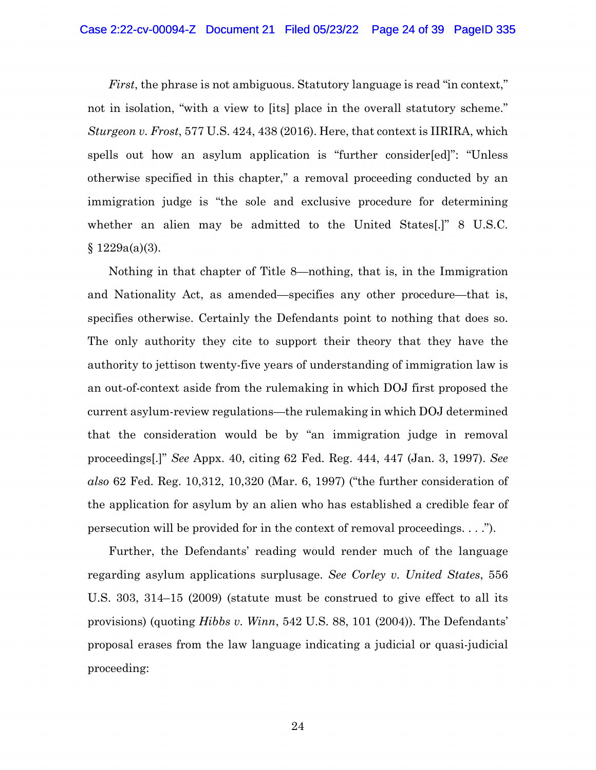*First*, the phrase is not ambiguous. Statutory language is read "in context," not in isolation, "with a view to [its] place in the overall statutory scheme." *Sturgeon v. Frost*, 577 U.S. 424, 438 (2016). Here, that context is IIRIRA, which spells out how an asylum application is "further consider[ed]": "Unless otherwise specified in this chapter," a removal proceeding conducted by an immigration judge is "the sole and exclusive procedure for determining whether an alien may be admitted to the United States[.]" 8 U.S.C. § 1229a(a)(3).

Nothing in that chapter of Title 8—nothing, that is, in the Immigration and Nationality Act, as amended—specifies any other procedure—that is, specifies otherwise. Certainly the Defendants point to nothing that does so. The only authority they cite to support their theory that they have the authority to jettison twenty-five years of understanding of immigration law is an out-of-context aside from the rulemaking in which DOJ first proposed the current asylum-review regulations—the rulemaking in which DOJ determined that the consideration would be by "an immigration judge in removal proceedings[.]" *See* Appx. 40, citing 62 Fed. Reg. 444, 447 (Jan. 3, 1997). *See also* 62 Fed. Reg. 10,312, 10,320 (Mar. 6, 1997) ("the further consideration of the application for asylum by an alien who has established a credible fear of persecution will be provided for in the context of removal proceedings. . . .").

Further, the Defendants' reading would render much of the language regarding asylum applications surplusage. *See Corley v. United States*, 556 U.S. 303, 314–15 (2009) (statute must be construed to give effect to all its provisions) (quoting *Hibbs v. Winn*, 542 U.S. 88, 101 (2004)). The Defendants' proposal erases from the law language indicating a judicial or quasi-judicial proceeding: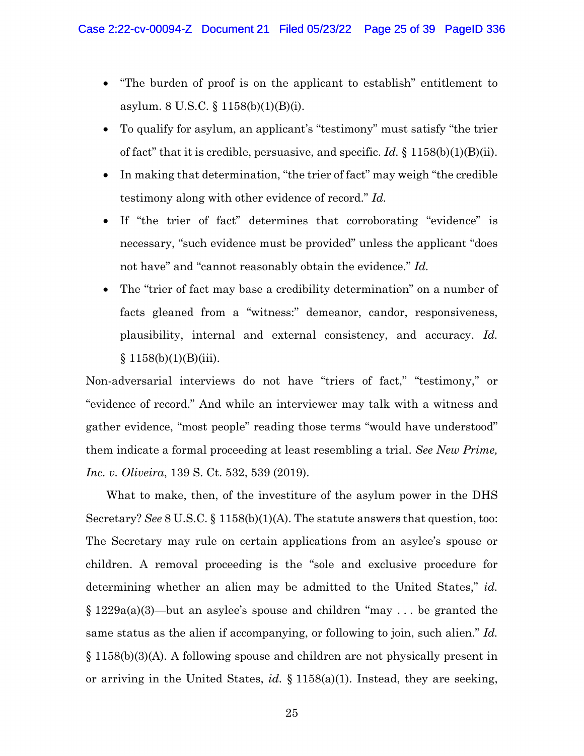- "The burden of proof is on the applicant to establish" entitlement to asylum. 8 U.S.C. § 1158(b)(1)(B)(i).
- To qualify for asylum, an applicant's "testimony" must satisfy "the trier of fact" that it is credible, persuasive, and specific. *Id.* § 1158(b)(1)(B)(ii).
- In making that determination, "the trier of fact" may weigh "the credible testimony along with other evidence of record." *Id.*
- If "the trier of fact" determines that corroborating "evidence" is necessary, "such evidence must be provided" unless the applicant "does not have" and "cannot reasonably obtain the evidence." *Id.*
- The "trier of fact may base a credibility determination" on a number of facts gleaned from a "witness:" demeanor, candor, responsiveness, plausibility, internal and external consistency, and accuracy. *Id.* § 1158(b)(1)(B)(iii).

Non-adversarial interviews do not have "triers of fact," "testimony," or "evidence of record." And while an interviewer may talk with a witness and gather evidence, "most people" reading those terms "would have understood" them indicate a formal proceeding at least resembling a trial. *See New Prime, Inc. v. Oliveira*, 139 S. Ct. 532, 539 (2019).

What to make, then, of the investiture of the asylum power in the DHS Secretary? *See* 8 U.S.C. § 1158(b)(1)(A). The statute answers that question, too: The Secretary may rule on certain applications from an asylee's spouse or children. A removal proceeding is the "sole and exclusive procedure for determining whether an alien may be admitted to the United States," *id.* § 1229a(a)(3)—but an asylee's spouse and children "may . . . be granted the same status as the alien if accompanying, or following to join, such alien." *Id.* § 1158(b)(3)(A). A following spouse and children are not physically present in or arriving in the United States, *id.* § 1158(a)(1). Instead, they are seeking,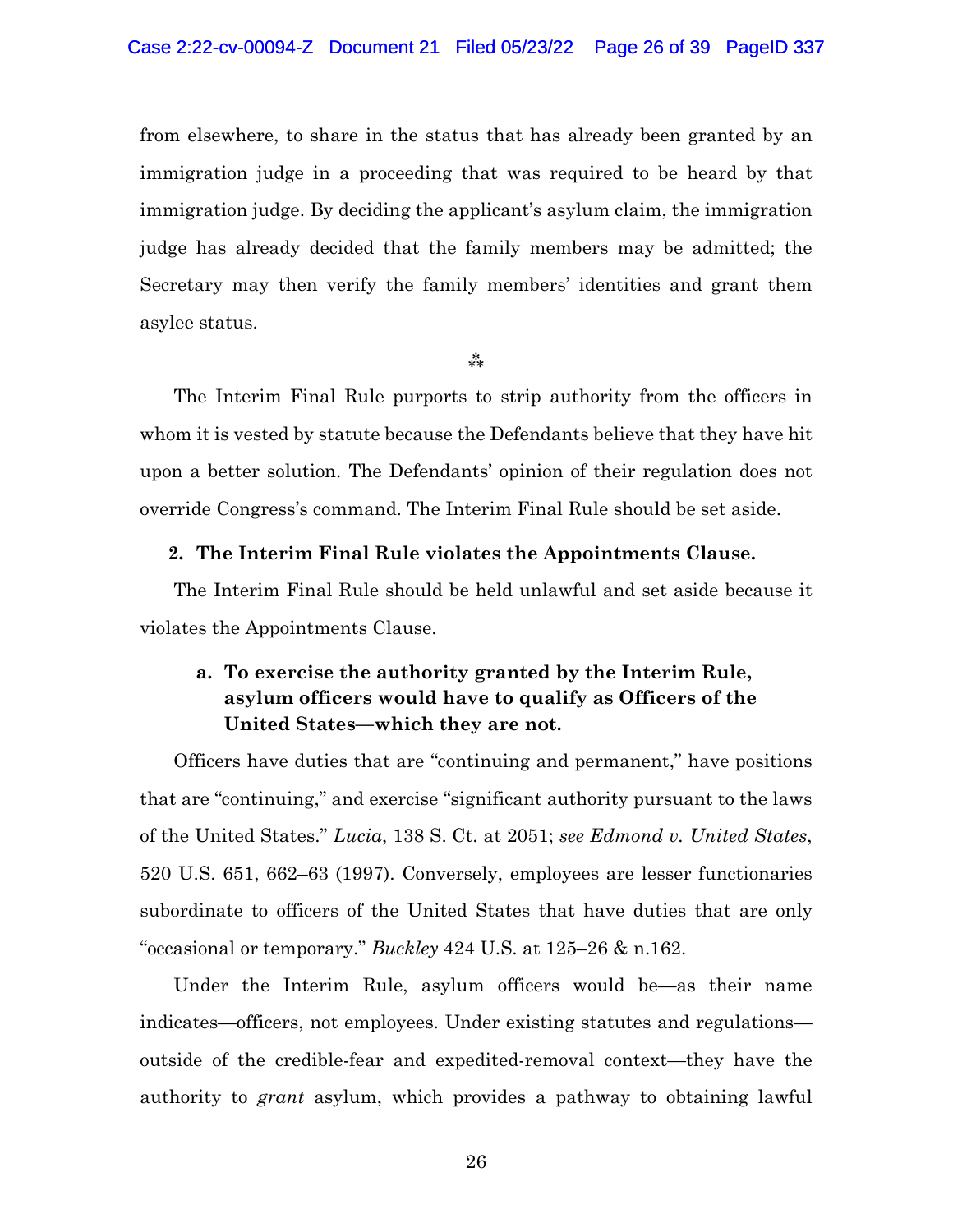from elsewhere, to share in the status that has already been granted by an immigration judge in a proceeding that was required to be heard by that immigration judge. By deciding the applicant's asylum claim, the immigration judge has already decided that the family members may be admitted; the Secretary may then verify the family members' identities and grant them asylee status.

⁂

The Interim Final Rule purports to strip authority from the officers in whom it is vested by statute because the Defendants believe that they have hit upon a better solution. The Defendants' opinion of their regulation does not override Congress's command. The Interim Final Rule should be set aside.

### 2. The Interim Final Rule violates the Appointments Clause.

The Interim Final Rule should be held unlawful and set aside because it violates the Appointments Clause.

#### a. To exercise the authority granted by the Interim Rule, asylum officers would have to qualify as Officers of the United States—which they are not.

Officers have duties that are "continuing and permanent," have positions that are "continuing," and exercise "significant authority pursuant to the laws of the United States." *Lucia*, 138 S. Ct. at 2051; *see Edmond v. United States*, 520 U.S. 651, 662–63 (1997). Conversely, employees are lesser functionaries subordinate to officers of the United States that have duties that are only "occasional or temporary." *Buckley* 424 U.S. at 125–26 & n.162.

Under the Interim Rule, asylum officers would be—as their name indicates—officers, not employees. Under existing statutes and regulations—outside of the credible-fear and expedited-removal context—they have the authority to *grant* asylum, which provides a pathway to obtaining lawful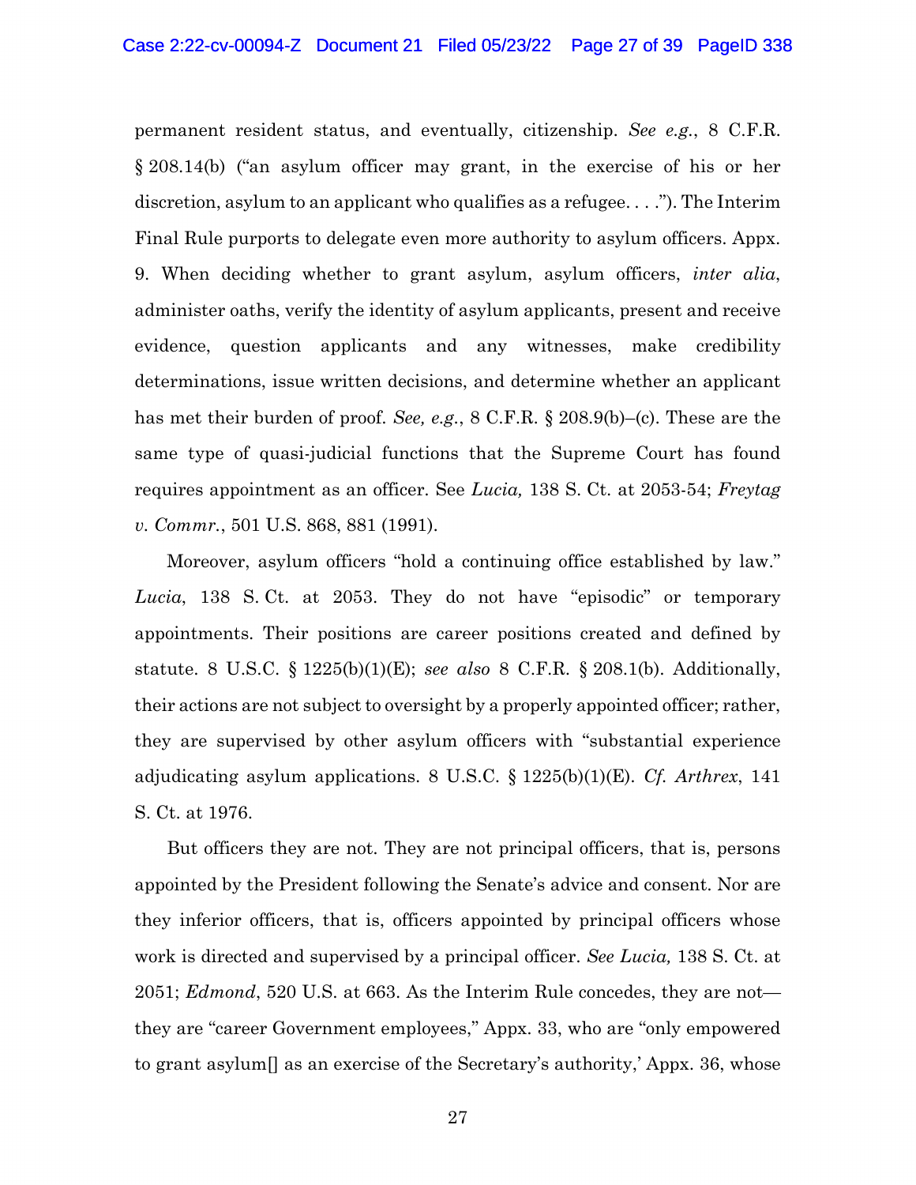permanent resident status, and eventually, citizenship. *See e.g.*, 8 C.F.R. § 208.14(b) ("an asylum officer may grant, in the exercise of his or her discretion, asylum to an applicant who qualifies as a refugee. . . ."). The Interim Final Rule purports to delegate even more authority to asylum officers. Appx. 9. When deciding whether to grant asylum, asylum officers, *inter alia*, administer oaths, verify the identity of asylum applicants, present and receive evidence, question applicants and any witnesses, make credibility determinations, issue written decisions, and determine whether an applicant has met their burden of proof. *See, e.g.*, 8 C.F.R. § 208.9(b)–(c). These are the same type of quasi-judicial functions that the Supreme Court has found requires appointment as an officer. See *Lucia,* 138 S. Ct. at 2053-54; *Freytag v. Commr.*, 501 U.S. 868, 881 (1991).

Moreover, asylum officers "hold a continuing office established by law." *Lucia*, 138 S. Ct. at 2053. They do not have "episodic" or temporary appointments. Their positions are career positions created and defined by statute. 8 U.S.C. § 1225(b)(1)(E); *see also* 8 C.F.R. § 208.1(b). Additionally, their actions are not subject to oversight by a properly appointed officer; rather, they are supervised by other asylum officers with "substantial experience adjudicating asylum applications. 8 U.S.C. § 1225(b)(1)(E). *Cf. Arthrex*, 141 S. Ct. at 1976.

But officers they are not. They are not principal officers, that is, persons appointed by the President following the Senate's advice and consent. Nor are they inferior officers, that is, officers appointed by principal officers whose work is directed and supervised by a principal officer. *See Lucia,* 138 S. Ct. at 2051; *Edmond*, 520 U.S. at 663. As the Interim Rule concedes, they are not—they are "career Government employees," Appx. 33, who are "only empowered to grant asylum[] as an exercise of the Secretary's authority,' Appx. 36, whose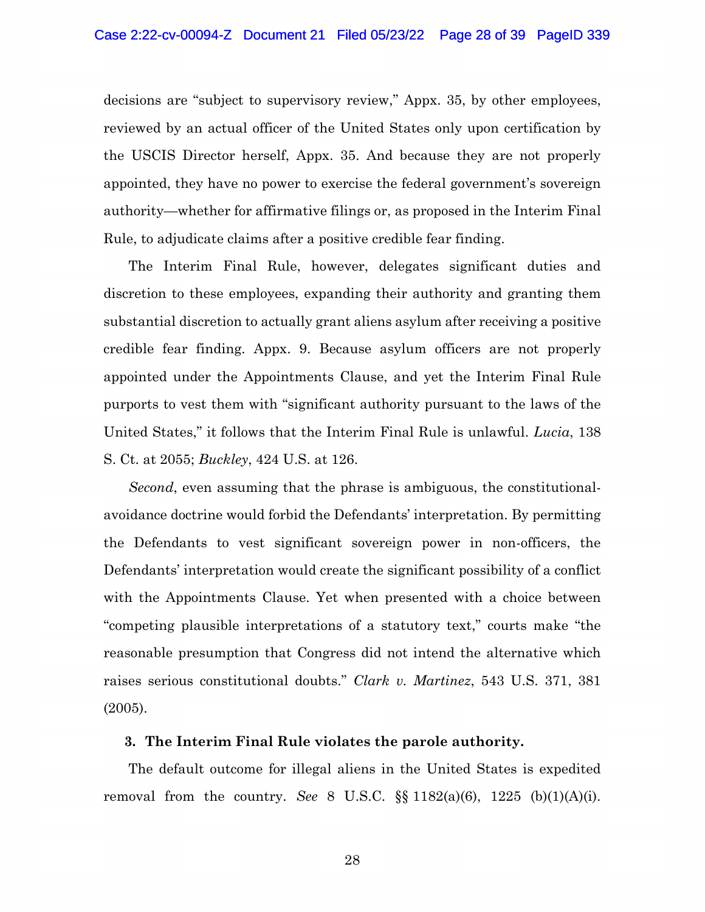decisions are "subject to supervisory review," Appx. 35, by other employees, reviewed by an actual officer of the United States only upon certification by the USCIS Director herself, Appx. 35. And because they are not properly appointed, they have no power to exercise the federal government's sovereign authority—whether for affirmative filings or, as proposed in the Interim Final Rule, to adjudicate claims after a positive credible fear finding.

The Interim Final Rule, however, delegates significant duties and discretion to these employees, expanding their authority and granting them substantial discretion to actually grant aliens asylum after receiving a positive credible fear finding. Appx. 9. Because asylum officers are not properly appointed under the Appointments Clause, and yet the Interim Final Rule purports to vest them with "significant authority pursuant to the laws of the United States," it follows that the Interim Final Rule is unlawful. *Lucia*, 138 S. Ct. at 2055; *Buckley*, 424 U.S. at 126.

*Second*, even assuming that the phrase is ambiguous, the constitutional-avoidance doctrine would forbid the Defendants' interpretation. By permitting the Defendants to vest significant sovereign power in non-officers, the Defendants' interpretation would create the significant possibility of a conflict with the Appointments Clause. Yet when presented with a choice between "competing plausible interpretations of a statutory text," courts make "the reasonable presumption that Congress did not intend the alternative which raises serious constitutional doubts." *Clark v. Martinez*, 543 U.S. 371, 381 (2005).

**3. The Interim Final Rule violates the parole authority.**

The default outcome for illegal aliens in the United States is expedited removal from the country. *See* 8 U.S.C. §§ 1182(a)(6), 1225 (b)(1)(A)(i).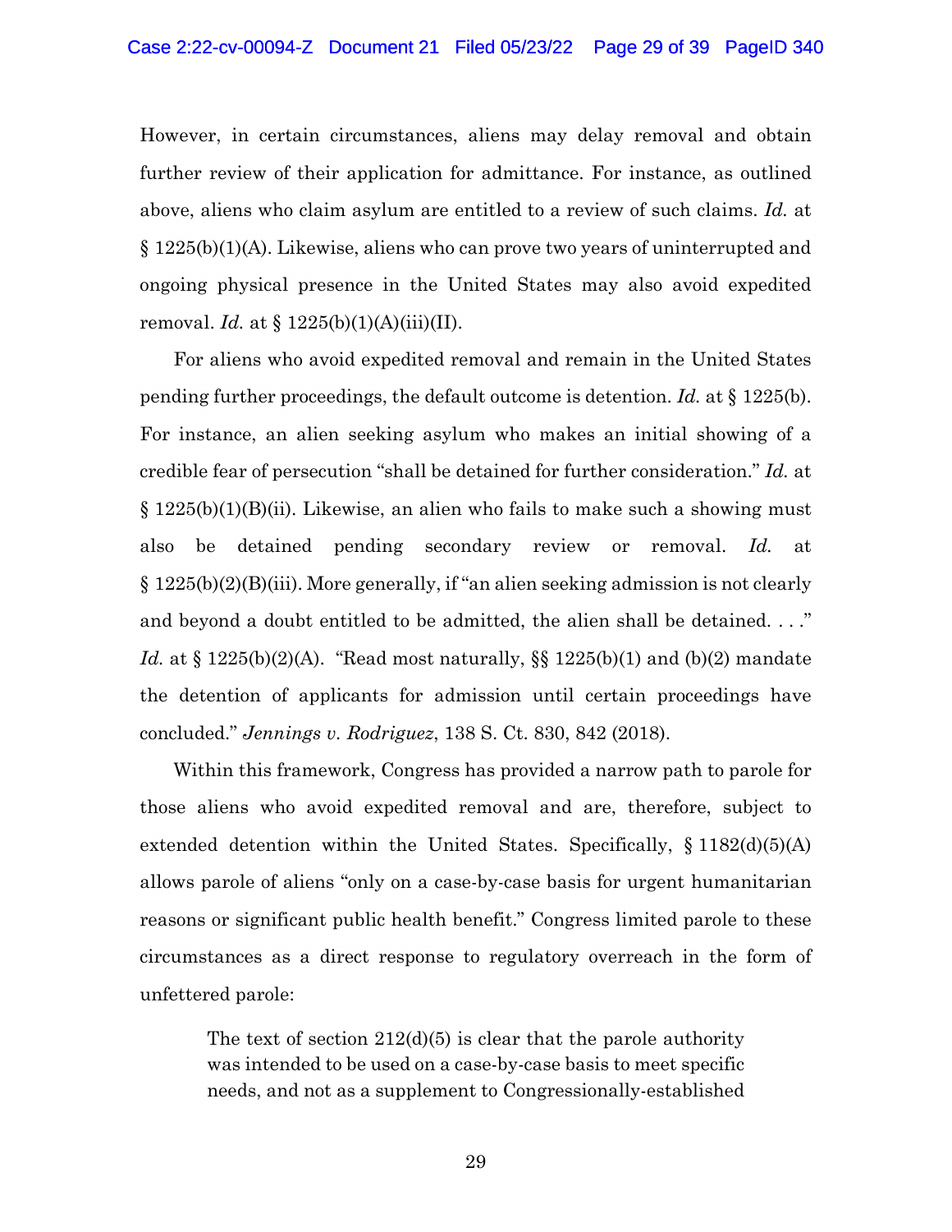However, in certain circumstances, aliens may delay removal and obtain further review of their application for admittance. For instance, as outlined above, aliens who claim asylum are entitled to a review of such claims. *Id.* at § 1225(b)(1)(A). Likewise, aliens who can prove two years of uninterrupted and ongoing physical presence in the United States may also avoid expedited removal. *Id.* at § 1225(b)(1)(A)(iii)(II).

For aliens who avoid expedited removal and remain in the United States pending further proceedings, the default outcome is detention. *Id.* at § 1225(b). For instance, an alien seeking asylum who makes an initial showing of a credible fear of persecution "shall be detained for further consideration." *Id.* at § 1225(b)(1)(B)(ii). Likewise, an alien who fails to make such a showing must also be detained pending secondary review or removal. *Id.* at § 1225(b)(2)(B)(iii). More generally, if "an alien seeking admission is not clearly and beyond a doubt entitled to be admitted, the alien shall be detained. . . ." *Id.* at § 1225(b)(2)(A). "Read most naturally, §§ 1225(b)(1) and (b)(2) mandate the detention of applicants for admission until certain proceedings have concluded." *Jennings v. Rodriguez*, 138 S. Ct. 830, 842 (2018).

Within this framework, Congress has provided a narrow path to parole for those aliens who avoid expedited removal and are, therefore, subject to extended detention within the United States. Specifically, § 1182(d)(5)(A) allows parole of aliens "only on a case-by-case basis for urgent humanitarian reasons or significant public health benefit." Congress limited parole to these circumstances as a direct response to regulatory overreach in the form of unfettered parole:

> The text of section 212(d)(5) is clear that the parole authority was intended to be used on a case-by-case basis to meet specific needs, and not as a supplement to Congressionally-established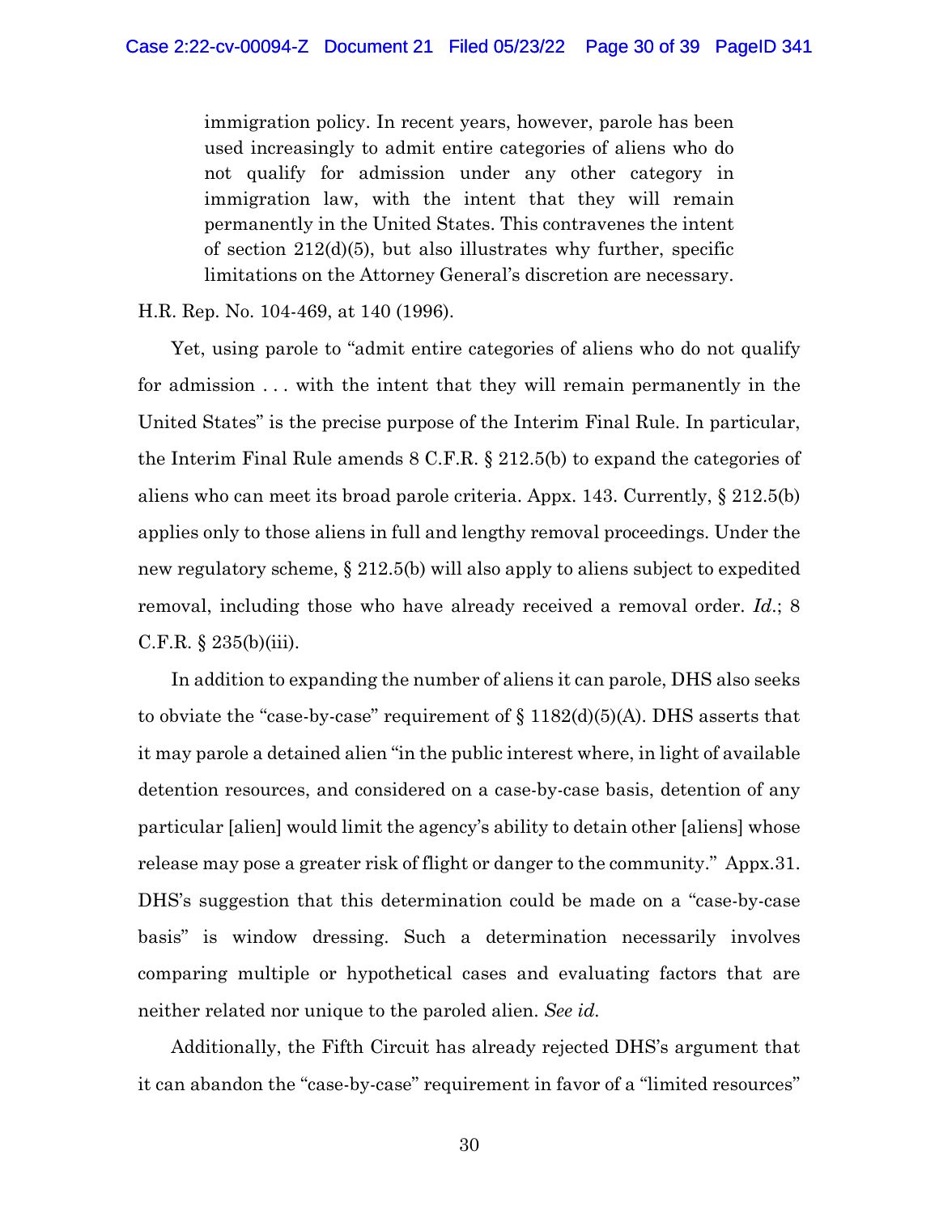> immigration policy. In recent years, however, parole has been used increasingly to admit entire categories of aliens who do not qualify for admission under any other category in immigration law, with the intent that they will remain permanently in the United States. This contravenes the intent of section 212(d)(5), but also illustrates why further, specific limitations on the Attorney General's discretion are necessary.

H.R. Rep. No. 104-469, at 140 (1996).

Yet, using parole to "admit entire categories of aliens who do not qualify for admission . . . with the intent that they will remain permanently in the United States" is the precise purpose of the Interim Final Rule. In particular, the Interim Final Rule amends 8 C.F.R. § 212.5(b) to expand the categories of aliens who can meet its broad parole criteria. Appx. 143. Currently, § 212.5(b) applies only to those aliens in full and lengthy removal proceedings. Under the new regulatory scheme, § 212.5(b) will also apply to aliens subject to expedited removal, including those who have already received a removal order. *Id.*; 8 C.F.R. § 235(b)(iii).

In addition to expanding the number of aliens it can parole, DHS also seeks to obviate the "case-by-case" requirement of § 1182(d)(5)(A). DHS asserts that it may parole a detained alien "in the public interest where, in light of available detention resources, and considered on a case-by-case basis, detention of any particular [alien] would limit the agency's ability to detain other [aliens] whose release may pose a greater risk of flight or danger to the community." Appx.31. DHS's suggestion that this determination could be made on a "case-by-case basis" is window dressing. Such a determination necessarily involves comparing multiple or hypothetical cases and evaluating factors that are neither related nor unique to the paroled alien. *See id.*

Additionally, the Fifth Circuit has already rejected DHS's argument that it can abandon the "case-by-case" requirement in favor of a "limited resources"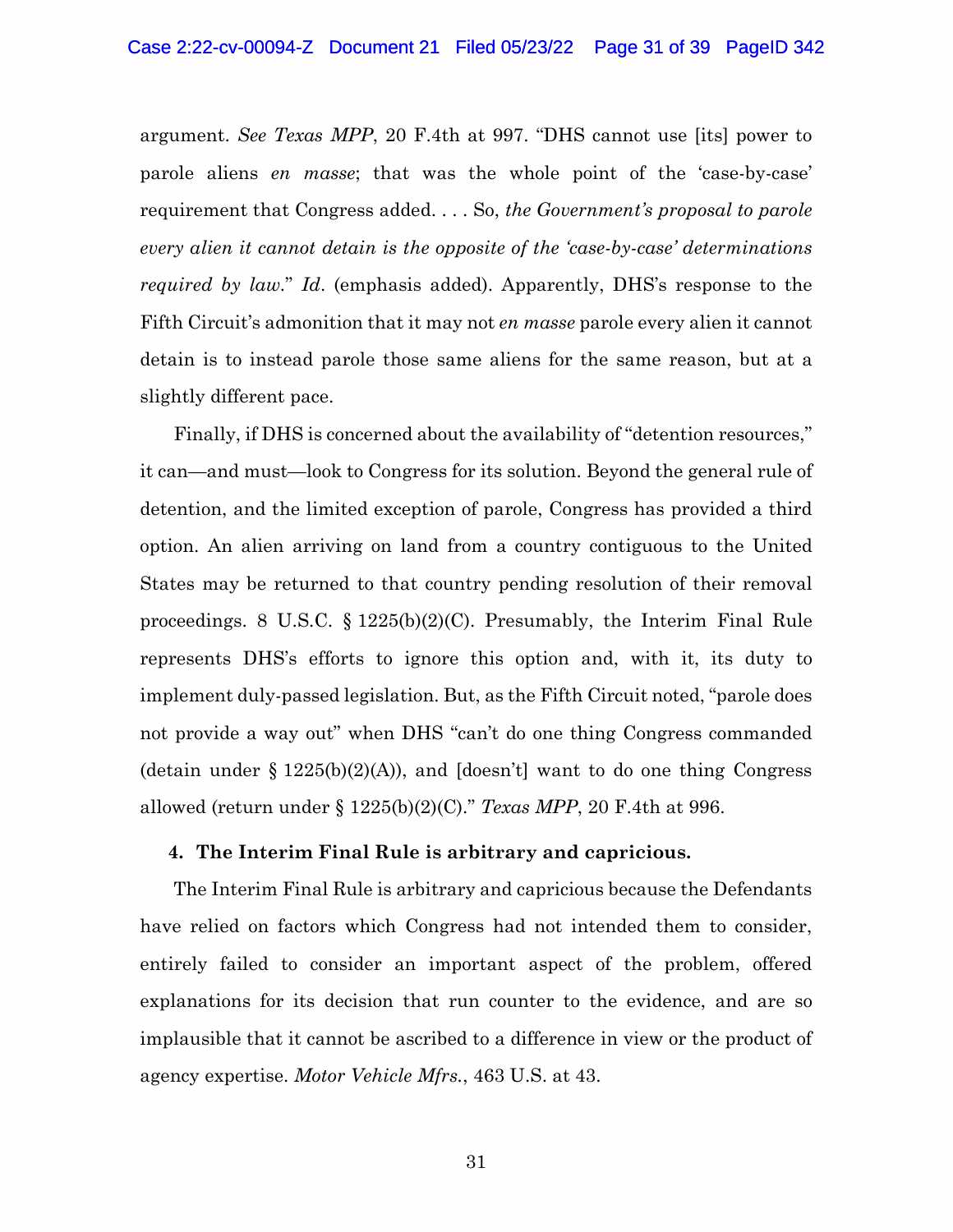argument. *See Texas MPP*, 20 F.4th at 997. "DHS cannot use [its] power to parole aliens *en masse*; that was the whole point of the 'case-by-case' requirement that Congress added. . . . So, *the Government's proposal to parole every alien it cannot detain is the opposite of the 'case-by-case' determinations required by law*." *Id*. (emphasis added). Apparently, DHS's response to the Fifth Circuit's admonition that it may not *en masse* parole every alien it cannot detain is to instead parole those same aliens for the same reason, but at a slightly different pace.

Finally, if DHS is concerned about the availability of "detention resources," it can—and must—look to Congress for its solution. Beyond the general rule of detention, and the limited exception of parole, Congress has provided a third option. An alien arriving on land from a country contiguous to the United States may be returned to that country pending resolution of their removal proceedings. 8 U.S.C. § 1225(b)(2)(C). Presumably, the Interim Final Rule represents DHS's efforts to ignore this option and, with it, its duty to implement duly-passed legislation. But, as the Fifth Circuit noted, "parole does not provide a way out" when DHS "can't do one thing Congress commanded (detain under § 1225(b)(2)(A)), and [doesn't] want to do one thing Congress allowed (return under § 1225(b)(2)(C)." *Texas MPP*, 20 F.4th at 996.

**4. The Interim Final Rule is arbitrary and capricious.**

The Interim Final Rule is arbitrary and capricious because the Defendants have relied on factors which Congress had not intended them to consider, entirely failed to consider an important aspect of the problem, offered explanations for its decision that run counter to the evidence, and are so implausible that it cannot be ascribed to a difference in view or the product of agency expertise. *Motor Vehicle Mfrs.*, 463 U.S. at 43.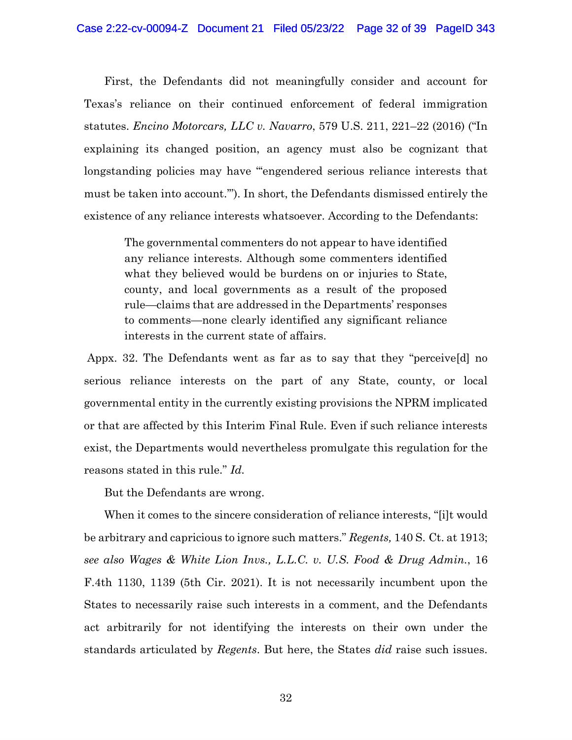First, the Defendants did not meaningfully consider and account for Texas's reliance on their continued enforcement of federal immigration statutes. *Encino Motorcars, LLC v. Navarro*, 579 U.S. 211, 221–22 (2016) ("In explaining its changed position, an agency must also be cognizant that longstanding policies may have "'engendered serious reliance interests that must be taken into account.'"). In short, the Defendants dismissed entirely the existence of any reliance interests whatsoever. According to the Defendants:

> The governmental commenters do not appear to have identified any reliance interests. Although some commenters identified what they believed would be burdens on or injuries to State, county, and local governments as a result of the proposed rule—claims that are addressed in the Departments' responses to comments—none clearly identified any significant reliance interests in the current state of affairs.

Appx. 32. The Defendants went as far as to say that they "perceive[d] no serious reliance interests on the part of any State, county, or local governmental entity in the currently existing provisions the NPRM implicated or that are affected by this Interim Final Rule. Even if such reliance interests exist, the Departments would nevertheless promulgate this regulation for the reasons stated in this rule." *Id.*

But the Defendants are wrong.

When it comes to the sincere consideration of reliance interests, "[i]t would be arbitrary and capricious to ignore such matters." *Regents,* 140 S. Ct. at 1913; *see also Wages & White Lion Invs., L.L.C. v. U.S. Food & Drug Admin.*, 16 F.4th 1130, 1139 (5th Cir. 2021). It is not necessarily incumbent upon the States to necessarily raise such interests in a comment, and the Defendants act arbitrarily for not identifying the interests on their own under the standards articulated by *Regents*. But here, the States *did* raise such issues.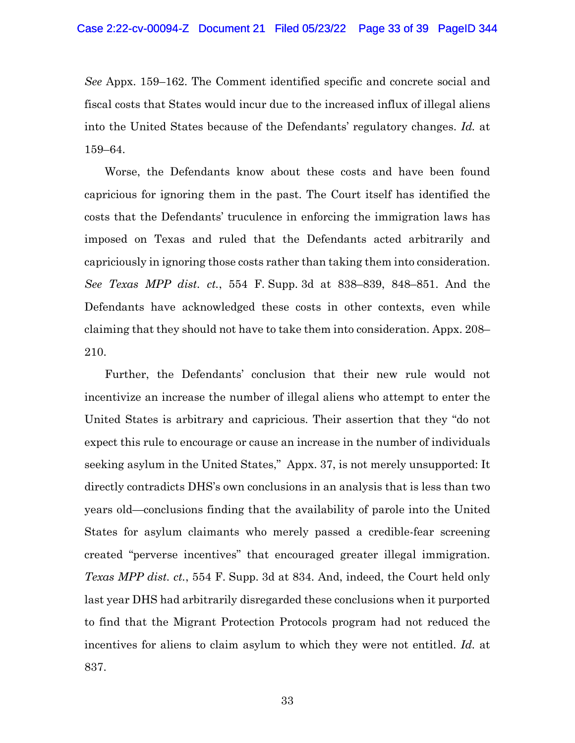*See* Appx. 159–162. The Comment identified specific and concrete social and fiscal costs that States would incur due to the increased influx of illegal aliens into the United States because of the Defendants' regulatory changes. *Id.* at 159–64.

Worse, the Defendants know about these costs and have been found capricious for ignoring them in the past. The Court itself has identified the costs that the Defendants' truculence in enforcing the immigration laws has imposed on Texas and ruled that the Defendants acted arbitrarily and capriciously in ignoring those costs rather than taking them into consideration. *See Texas MPP dist. ct.*, 554 F. Supp. 3d at 838–839, 848–851. And the Defendants have acknowledged these costs in other contexts, even while claiming that they should not have to take them into consideration. Appx. 208–210.

Further, the Defendants' conclusion that their new rule would not incentivize an increase the number of illegal aliens who attempt to enter the United States is arbitrary and capricious. Their assertion that they "do not expect this rule to encourage or cause an increase in the number of individuals seeking asylum in the United States," Appx. 37, is not merely unsupported: It directly contradicts DHS's own conclusions in an analysis that is less than two years old—conclusions finding that the availability of parole into the United States for asylum claimants who merely passed a credible-fear screening created "perverse incentives" that encouraged greater illegal immigration. *Texas MPP dist. ct.*, 554 F. Supp. 3d at 834. And, indeed, the Court held only last year DHS had arbitrarily disregarded these conclusions when it purported to find that the Migrant Protection Protocols program had not reduced the incentives for aliens to claim asylum to which they were not entitled. *Id.* at 837.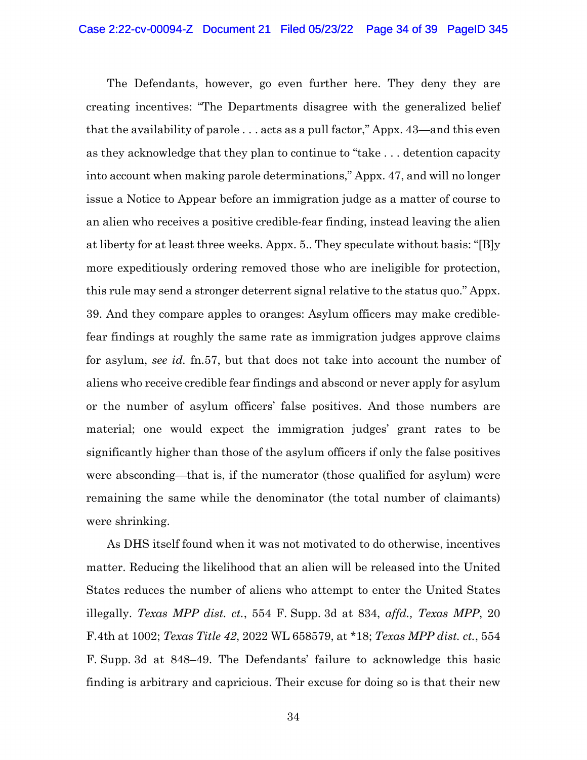The Defendants, however, go even further here. They deny they are creating incentives: "The Departments disagree with the generalized belief that the availability of parole . . . acts as a pull factor," Appx. 43—and this even as they acknowledge that they plan to continue to "take . . . detention capacity into account when making parole determinations," Appx. 47, and will no longer issue a Notice to Appear before an immigration judge as a matter of course to an alien who receives a positive credible-fear finding, instead leaving the alien at liberty for at least three weeks. Appx. 5.. They speculate without basis: "[B]y more expeditiously ordering removed those who are ineligible for protection, this rule may send a stronger deterrent signal relative to the status quo." Appx. 39. And they compare apples to oranges: Asylum officers may make credible-fear findings at roughly the same rate as immigration judges approve claims for asylum, *see id.* fn.57, but that does not take into account the number of aliens who receive credible fear findings and abscond or never apply for asylum or the number of asylum officers' false positives. And those numbers are material; one would expect the immigration judges' grant rates to be significantly higher than those of the asylum officers if only the false positives were absconding—that is, if the numerator (those qualified for asylum) were remaining the same while the denominator (the total number of claimants) were shrinking.

As DHS itself found when it was not motivated to do otherwise, incentives matter. Reducing the likelihood that an alien will be released into the United States reduces the number of aliens who attempt to enter the United States illegally. *Texas MPP dist. ct.*, 554 F. Supp. 3d at 834, *affd.*, *Texas MPP*, 20 F.4th at 1002; *Texas Title 42*, 2022 WL 658579, at *18; *Texas MPP dist. ct.*, 554 F. Supp. 3d at 848–49. The Defendants' failure to acknowledge this basic finding is arbitrary and capricious. Their excuse for doing so is that their new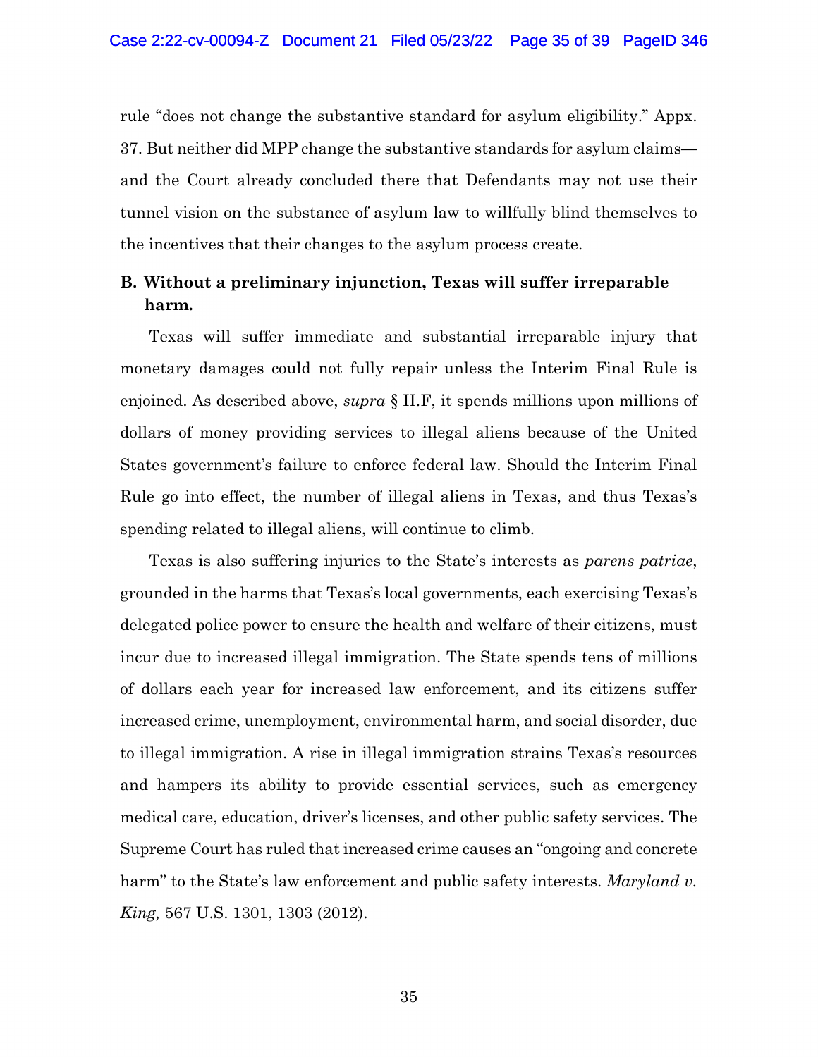rule "does not change the substantive standard for asylum eligibility." Appx. 37. But neither did MPP change the substantive standards for asylum claims—and the Court already concluded there that Defendants may not use their tunnel vision on the substance of asylum law to willfully blind themselves to the incentives that their changes to the asylum process create.

### B. Without a preliminary injunction, Texas will suffer irreparable harm.

Texas will suffer immediate and substantial irreparable injury that monetary damages could not fully repair unless the Interim Final Rule is enjoined. As described above, *supra* § II.F, it spends millions upon millions of dollars of money providing services to illegal aliens because of the United States government's failure to enforce federal law. Should the Interim Final Rule go into effect, the number of illegal aliens in Texas, and thus Texas's spending related to illegal aliens, will continue to climb.

Texas is also suffering injuries to the State's interests as *parens patriae*, grounded in the harms that Texas's local governments, each exercising Texas's delegated police power to ensure the health and welfare of their citizens, must incur due to increased illegal immigration. The State spends tens of millions of dollars each year for increased law enforcement, and its citizens suffer increased crime, unemployment, environmental harm, and social disorder, due to illegal immigration. A rise in illegal immigration strains Texas's resources and hampers its ability to provide essential services, such as emergency medical care, education, driver's licenses, and other public safety services. The Supreme Court has ruled that increased crime causes an "ongoing and concrete harm" to the State's law enforcement and public safety interests. *Maryland v. King,* 567 U.S. 1301, 1303 (2012).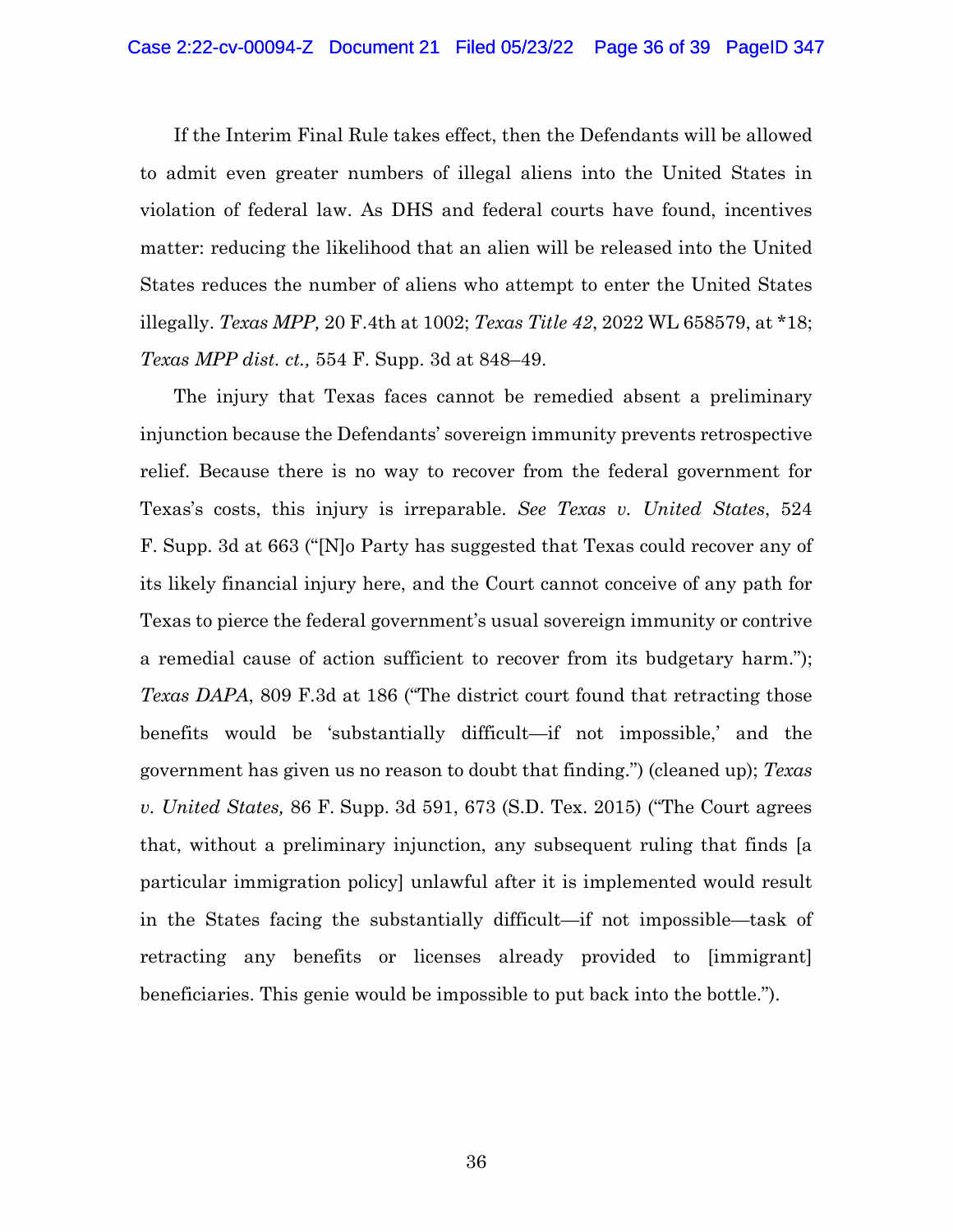If the Interim Final Rule takes effect, then the Defendants will be allowed to admit even greater numbers of illegal aliens into the United States in violation of federal law. As DHS and federal courts have found, incentives matter: reducing the likelihood that an alien will be released into the United States reduces the number of aliens who attempt to enter the United States illegally. *Texas MPP,* 20 F.4th at 1002; *Texas Title 42*, 2022 WL 658579, at *18; *Texas MPP dist. ct.,* 554 F. Supp. 3d at 848–49.

The injury that Texas faces cannot be remedied absent a preliminary injunction because the Defendants' sovereign immunity prevents retrospective relief. Because there is no way to recover from the federal government for Texas's costs, this injury is irreparable. *See Texas v. United States*, 524 F. Supp. 3d at 663 ("[N]o Party has suggested that Texas could recover any of its likely financial injury here, and the Court cannot conceive of any path for Texas to pierce the federal government's usual sovereign immunity or contrive a remedial cause of action sufficient to recover from its budgetary harm."); *Texas DAPA*, 809 F.3d at 186 ("The district court found that retracting those benefits would be 'substantially difficult—if not impossible,' and the government has given us no reason to doubt that finding.") (cleaned up); *Texas v. United States,* 86 F. Supp. 3d 591, 673 (S.D. Tex. 2015) ("The Court agrees that, without a preliminary injunction, any subsequent ruling that finds [a particular immigration policy] unlawful after it is implemented would result in the States facing the substantially difficult—if not impossible—task of retracting any benefits or licenses already provided to [immigrant] beneficiaries. This genie would be impossible to put back into the bottle.").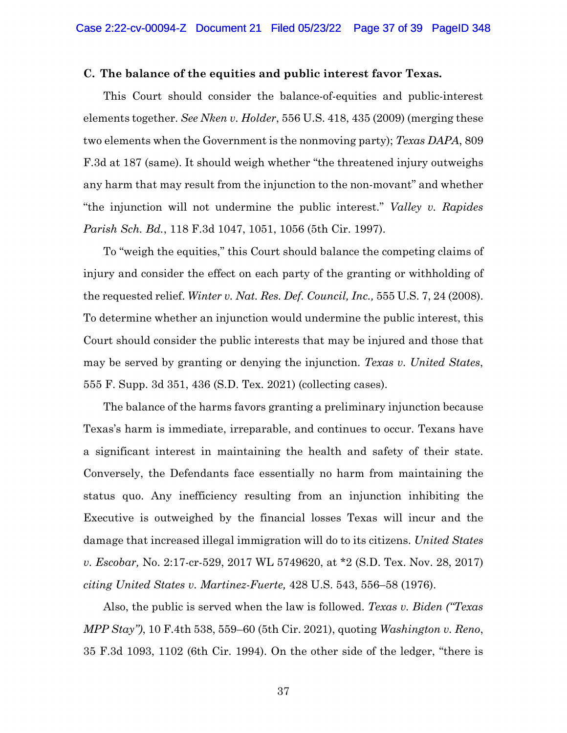### C. The balance of the equities and public interest favor Texas.

This Court should consider the balance-of-equities and public-interest elements together. *See Nken v. Holder*, 556 U.S. 418, 435 (2009) (merging these two elements when the Government is the nonmoving party); *Texas DAPA*, 809 F.3d at 187 (same). It should weigh whether "the threatened injury outweighs any harm that may result from the injunction to the non-movant" and whether "the injunction will not undermine the public interest." *Valley v. Rapides Parish Sch. Bd.*, 118 F.3d 1047, 1051, 1056 (5th Cir. 1997).

To "weigh the equities," this Court should balance the competing claims of injury and consider the effect on each party of the granting or withholding of the requested relief. *Winter v. Nat. Res. Def. Council, Inc.,* 555 U.S. 7, 24 (2008). To determine whether an injunction would undermine the public interest, this Court should consider the public interests that may be injured and those that may be served by granting or denying the injunction. *Texas v. United States*, 555 F. Supp. 3d 351, 436 (S.D. Tex. 2021) (collecting cases).

The balance of the harms favors granting a preliminary injunction because Texas's harm is immediate, irreparable, and continues to occur. Texans have a significant interest in maintaining the health and safety of their state. Conversely, the Defendants face essentially no harm from maintaining the status quo. Any inefficiency resulting from an injunction inhibiting the Executive is outweighed by the financial losses Texas will incur and the damage that increased illegal immigration will do to its citizens. *United States v. Escobar,* No. 2:17-cr-529, 2017 WL 5749620, at *2 (S.D. Tex. Nov. 28, 2017) *citing United States v. Martinez-Fuerte,* 428 U.S. 543, 556–58 (1976).

Also, the public is served when the law is followed. *Texas v. Biden ("Texas MPP Stay"),* 10 F.4th 538, 559–60 (5th Cir. 2021), quoting *Washington v. Reno*, 35 F.3d 1093, 1102 (6th Cir. 1994). On the other side of the ledger, "there is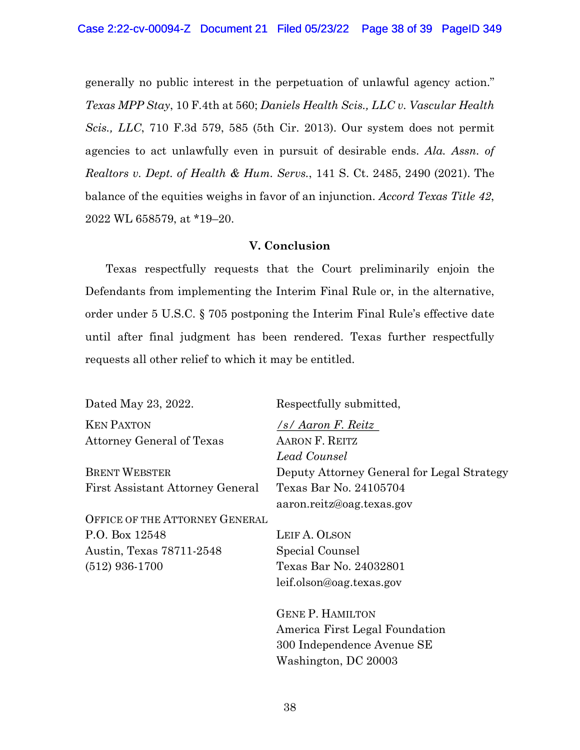generally no public interest in the perpetuation of unlawful agency action." *Texas MPP Stay*, 10 F.4th at 560; *Daniels Health Scis., LLC v. Vascular Health Scis., LLC*, 710 F.3d 579, 585 (5th Cir. 2013). Our system does not permit agencies to act unlawfully even in pursuit of desirable ends. *Ala. Assn. of Realtors v. Dept. of Health & Hum. Servs.*, 141 S. Ct. 2485, 2490 (2021). The balance of the equities weighs in favor of an injunction. *Accord Texas Title 42*, 2022 WL 658579, at \*19–20.

## V. Conclusion

Texas respectfully requests that the Court preliminarily enjoin the Defendants from implementing the Interim Final Rule or, in the alternative, order under 5 U.S.C. § 705 postponing the Interim Final Rule's effective date until after final judgment has been rendered. Texas further respectfully requests all other relief to which it may be entitled.

Dated May 23, 2022.

KEN PAXTON
Attorney General of Texas

BRENT WEBSTER
First Assistant Attorney General

OFFICE OF THE ATTORNEY GENERAL
P.O. Box 12548
Austin, Texas 78711-2548
(512) 936-1700

Respectfully submitted,

*/s/ Aaron F. Reitz*
AARON F. REITZ
*Lead Counsel*
Deputy Attorney General for Legal Strategy
Texas Bar No. 24105704
aaron.reitz@oag.texas.gov

LEIF A. OLSON
Special Counsel
Texas Bar No. 24032801
leif.olson@oag.texas.gov

GENE P. HAMILTON
America First Legal Foundation
300 Independence Avenue SE
Washington, DC 20003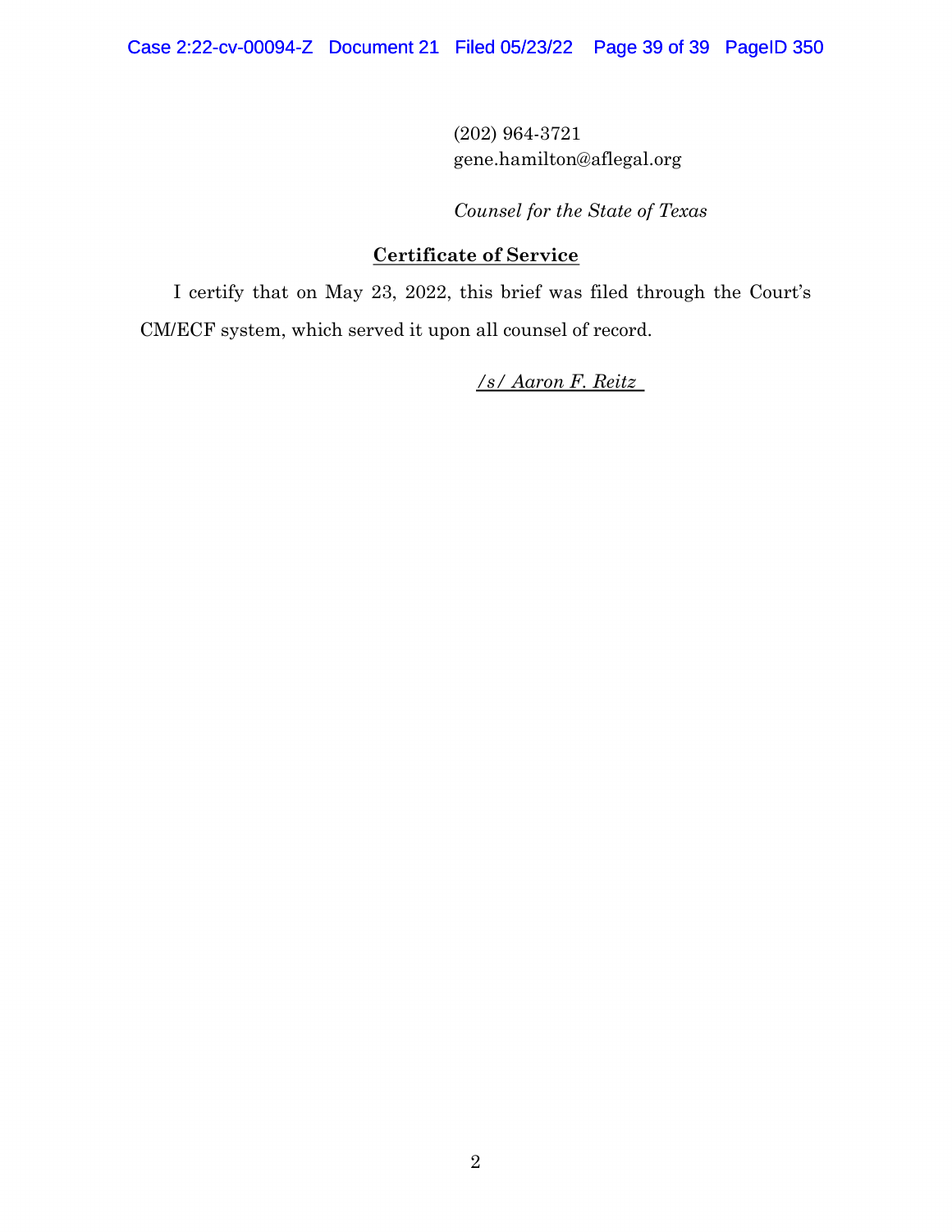(202) 964-3721
gene.hamilton@aflegal.org

*Counsel for the State of Texas*

**Certificate of Service**

I certify that on May 23, 2022, this brief was filed through the Court's CM/ECF system, which served it upon all counsel of record.

*/s/ Aaron F. Reitz*